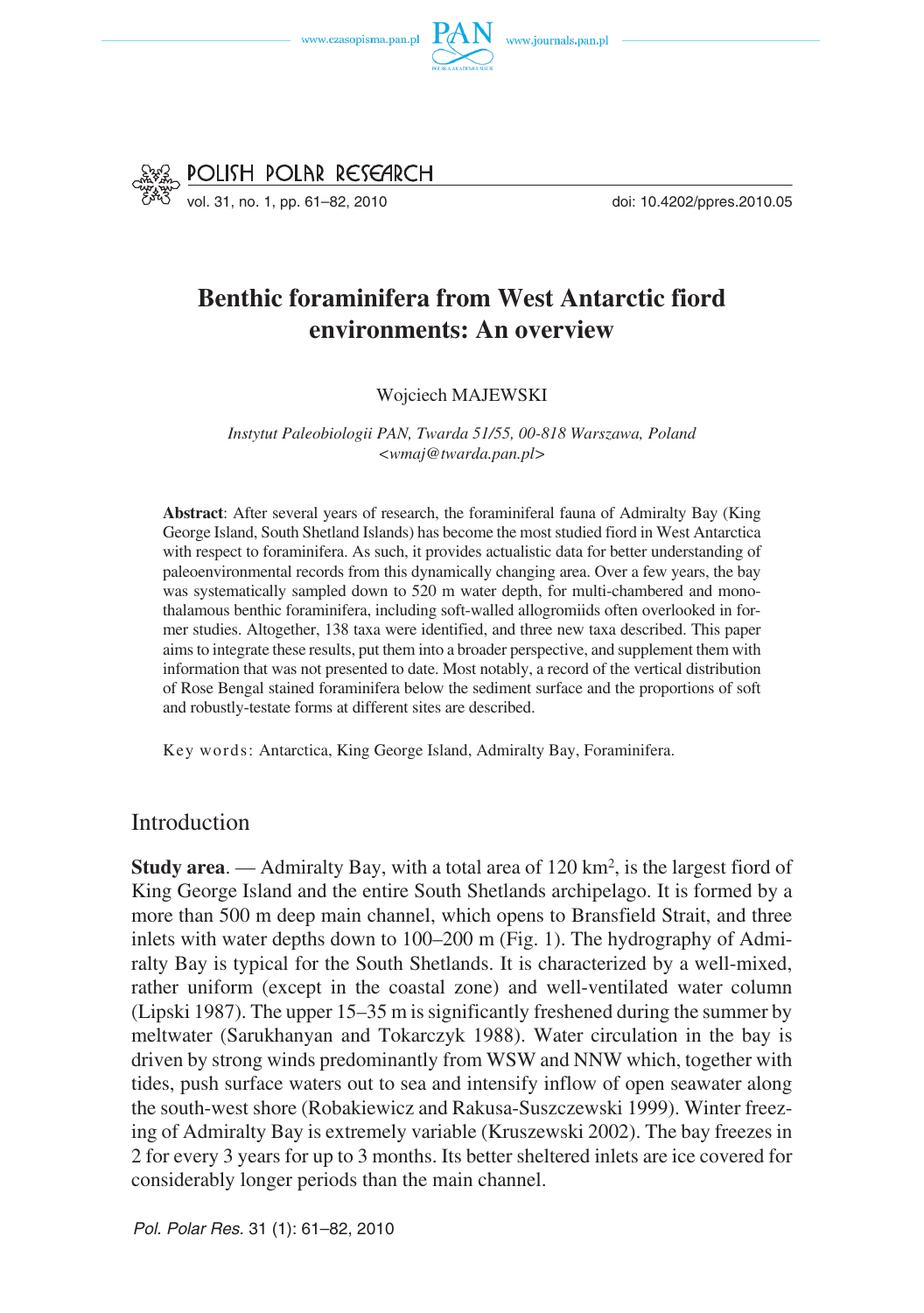# Benthic foraminifera from West Antarctic fiord environments: An overview

Wojciech MAJEWSKI

*Instytut Paleobiologii PAN, Twarda 51/55, 00-818 Warszawa, Poland <wmaj@twarda.pan.pl>*

**Abstract**: After several years of research, the foraminiferal fauna of Admiralty Bay (King George Island, South Shetland Islands) has become the most studied fiord in West Antarctica with respect to foraminifera. As such, it provides actualistic data for better understanding of paleoenvironmental records from this dynamically changing area. Over a few years, the bay was systematically sampled down to 520 m water depth, for multi-chambered and monothalamous benthic foraminifera, including soft-walled allogromiids often overlooked in former studies. Altogether, 138 taxa were identified, and three new taxa described. This paper aims to integrate these results, put them into a broader perspective, and supplement them with information that was not presented to date. Most notably, a record of the vertical distribution of Rose Bengal stained foraminifera below the sediment surface and the proportions of soft and robustly-testate forms at different sites are described.

Key words: Antarctica, King George Island, Admiralty Bay, Foraminifera.

## Introduction

**Study area**. — Admiralty Bay, with a total area of 120 km$^2$, is the largest fiord of King George Island and the entire South Shetlands archipelago. It is formed by a more than 500 m deep main channel, which opens to Bransfield Strait, and three inlets with water depths down to 100–200 m (Fig. 1). The hydrography of Admiralty Bay is typical for the South Shetlands. It is characterized by a well-mixed, rather uniform (except in the coastal zone) and well-ventilated water column (Lipski 1987). The upper 15–35 m is significantly freshened during the summer by meltwater (Sarukhanyan and Tokarczyk 1988). Water circulation in the bay is driven by strong winds predominantly from WSW and NNW which, together with tides, push surface waters out to sea and intensify inflow of open seawater along the south-west shore (Robakiewicz and Rakusa-Suszczewski 1999). Winter freezing of Admiralty Bay is extremely variable (Kruszewski 2002). The bay freezes in 2 for every 3 years for up to 3 months. Its better sheltered inlets are ice covered for considerably longer periods than the main channel.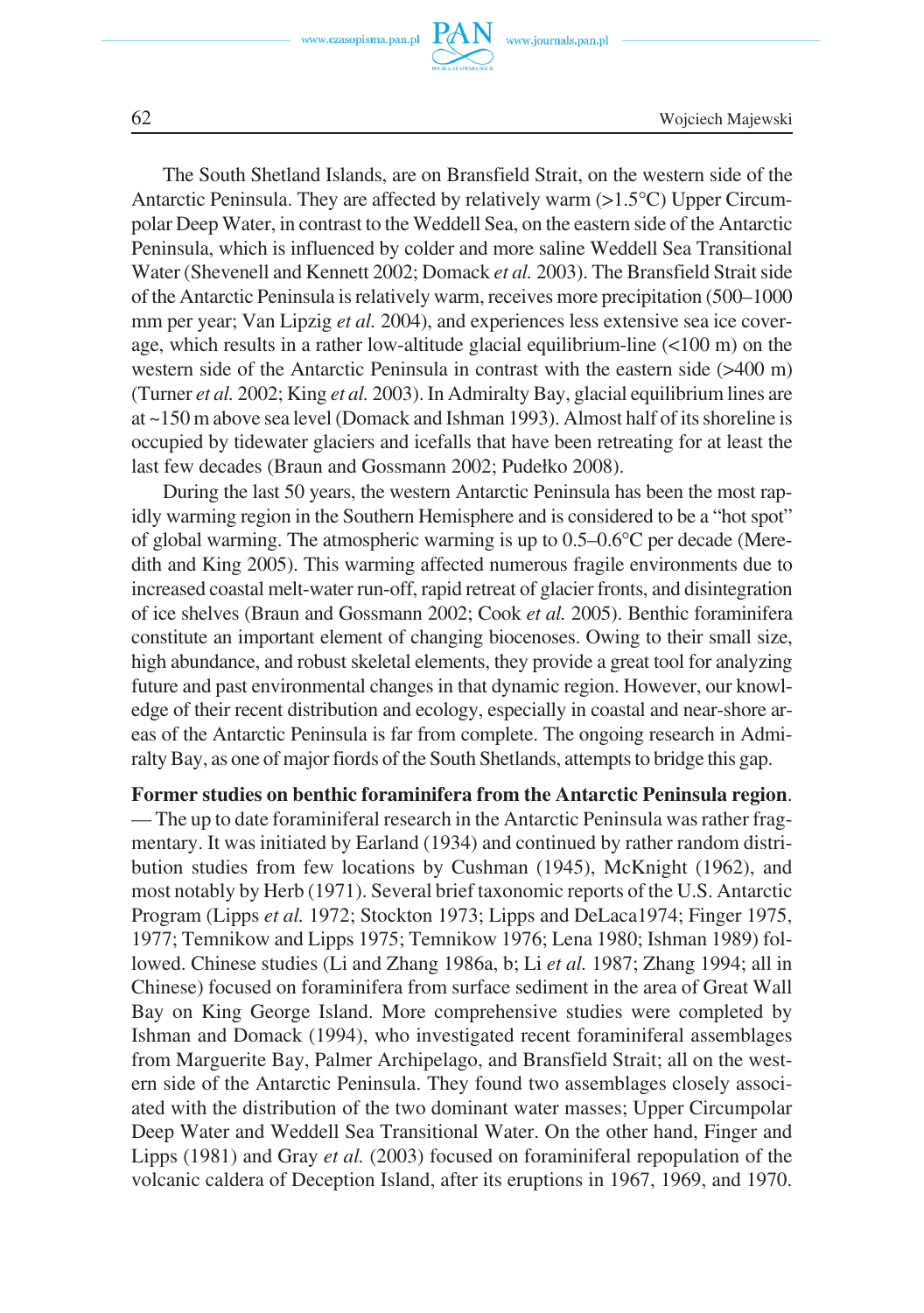The South Shetland Islands, are on Bransfield Strait, on the western side of the Antarctic Peninsula. They are affected by relatively warm (>1.5°C) Upper Circumpolar Deep Water, in contrast to the Weddell Sea, on the eastern side of the Antarctic Peninsula, which is influenced by colder and more saline Weddell Sea Transitional Water (Shevenell and Kennett 2002; Domack *et al.* 2003). The Bransfield Strait side of the Antarctic Peninsula is relatively warm, receives more precipitation (500–1000 mm per year; Van Lipzig *et al.* 2004), and experiences less extensive sea ice coverage, which results in a rather low-altitude glacial equilibrium-line (<100 m) on the western side of the Antarctic Peninsula in contrast with the eastern side (>400 m) (Turner *et al.* 2002; King *et al.* 2003). In Admiralty Bay, glacial equilibrium lines are at ~150 m above sea level (Domack and Ishman 1993). Almost half of its shoreline is occupied by tidewater glaciers and icefalls that have been retreating for at least the last few decades (Braun and Gossmann 2002; Pudełko 2008).

During the last 50 years, the western Antarctic Peninsula has been the most rapidly warming region in the Southern Hemisphere and is considered to be a "hot spot" of global warming. The atmospheric warming is up to 0.5–0.6°C per decade (Meredith and King 2005). This warming affected numerous fragile environments due to increased coastal melt-water run-off, rapid retreat of glacier fronts, and disintegration of ice shelves (Braun and Gossmann 2002; Cook *et al.* 2005). Benthic foraminifera constitute an important element of changing biocenoses. Owing to their small size, high abundance, and robust skeletal elements, they provide a great tool for analyzing future and past environmental changes in that dynamic region. However, our knowledge of their recent distribution and ecology, especially in coastal and near-shore areas of the Antarctic Peninsula is far from complete. The ongoing research in Admiralty Bay, as one of major fiords of the South Shetlands, attempts to bridge this gap.

**Former studies on benthic foraminifera from the Antarctic Peninsula region**. — The up to date foraminiferal research in the Antarctic Peninsula was rather fragmentary. It was initiated by Earland (1934) and continued by rather random distribution studies from few locations by Cushman (1945), McKnight (1962), and most notably by Herb (1971). Several brief taxonomic reports of the U.S. Antarctic Program (Lipps *et al.* 1972; Stockton 1973; Lipps and DeLaca1974; Finger 1975, 1977; Temnikow and Lipps 1975; Temnikow 1976; Lena 1980; Ishman 1989) followed. Chinese studies (Li and Zhang 1986a, b; Li *et al.* 1987; Zhang 1994; all in Chinese) focused on foraminifera from surface sediment in the area of Great Wall Bay on King George Island. More comprehensive studies were completed by Ishman and Domack (1994), who investigated recent foraminiferal assemblages from Marguerite Bay, Palmer Archipelago, and Bransfield Strait; all on the western side of the Antarctic Peninsula. They found two assemblages closely associated with the distribution of the two dominant water masses; Upper Circumpolar Deep Water and Weddell Sea Transitional Water. On the other hand, Finger and Lipps (1981) and Gray *et al.* (2003) focused on foraminiferal repopulation of the volcanic caldera of Deception Island, after its eruptions in 1967, 1969, and 1970.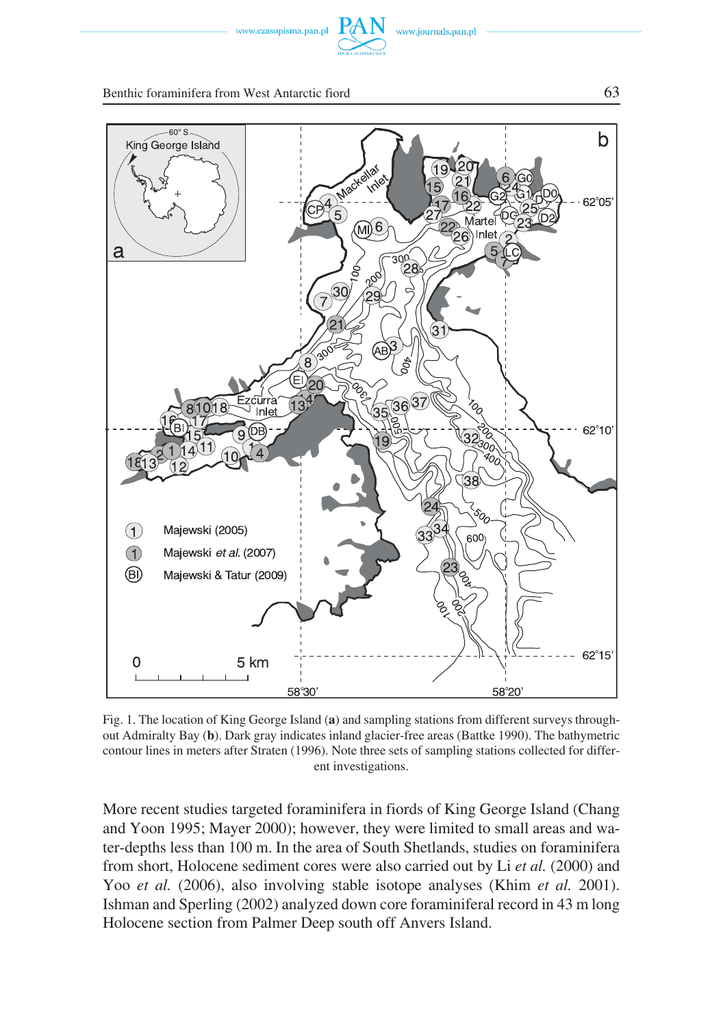Fig. 1. The location of King George Island (**a**) and sampling stations from different surveys throughout Admiralty Bay (**b**). Dark gray indicates inland glacier-free areas (Battke 1990). The bathymetric contour lines in meters after Straten (1996). Note three sets of sampling stations collected for different investigations.

More recent studies targeted foraminifera in fiords of King George Island (Chang and Yoon 1995; Mayer 2000); however, they were limited to small areas and water-depths less than 100 m. In the area of South Shetlands, studies on foraminifera from short, Holocene sediment cores were also carried out by Li *et al.* (2000) and Yoo *et al.* (2006), also involving stable isotope analyses (Khim *et al.* 2001). Ishman and Sperling (2002) analyzed down core foraminiferal record in 43 m long Holocene section from Palmer Deep south off Anvers Island.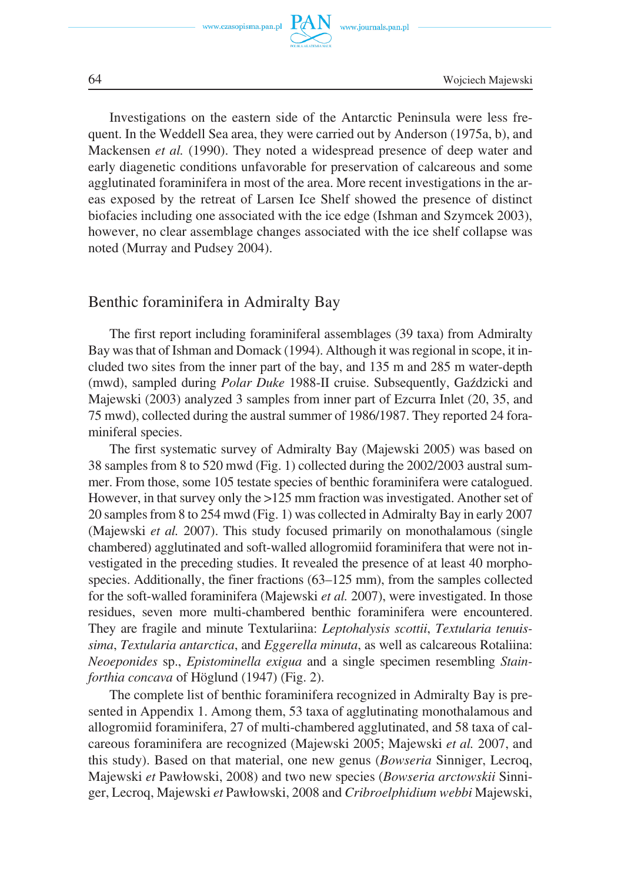Investigations on the eastern side of the Antarctic Peninsula were less frequent. In the Weddell Sea area, they were carried out by Anderson (1975a, b), and Mackensen *et al.* (1990). They noted a widespread presence of deep water and early diagenetic conditions unfavorable for preservation of calcareous and some agglutinated foraminifera in most of the area. More recent investigations in the areas exposed by the retreat of Larsen Ice Shelf showed the presence of distinct biofacies including one associated with the ice edge (Ishman and Szymcek 2003), however, no clear assemblage changes associated with the ice shelf collapse was noted (Murray and Pudsey 2004).

## Benthic foraminifera in Admiralty Bay

The first report including foraminiferal assemblages (39 taxa) from Admiralty Bay was that of Ishman and Domack (1994). Although it was regional in scope, it included two sites from the inner part of the bay, and 135 m and 285 m water-depth (mwd), sampled during *Polar Duke* 1988-II cruise. Subsequently, Gaździcki and Majewski (2003) analyzed 3 samples from inner part of Ezcurra Inlet (20, 35, and 75 mwd), collected during the austral summer of 1986/1987. They reported 24 foraminiferal species.

The first systematic survey of Admiralty Bay (Majewski 2005) was based on 38 samples from 8 to 520 mwd (Fig. 1) collected during the 2002/2003 austral summer. From those, some 105 testate species of benthic foraminifera were catalogued. However, in that survey only the >125 mm fraction was investigated. Another set of 20 samples from 8 to 254 mwd (Fig. 1) was collected in Admiralty Bay in early 2007 (Majewski *et al.* 2007). This study focused primarily on monothalamous (single chambered) agglutinated and soft-walled allogromiid foraminifera that were not investigated in the preceding studies. It revealed the presence of at least 40 morphospecies. Additionally, the finer fractions (63–125 mm), from the samples collected for the soft-walled foraminifera (Majewski *et al.* 2007), were investigated. In those residues, seven more multi-chambered benthic foraminifera were encountered. They are fragile and minute Textulariina: *Leptohalysis scottii*, *Textularia tenuissima*, *Textularia antarctica*, and *Eggerella minuta*, as well as calcareous Rotaliina: *Neoeponides* sp., *Epistominella exigua* and a single specimen resembling *Stainforthia concava* of Höglund (1947) (Fig. 2).

The complete list of benthic foraminifera recognized in Admiralty Bay is presented in Appendix 1. Among them, 53 taxa of agglutinating monothalamous and allogromiid foraminifera, 27 of multi-chambered agglutinated, and 58 taxa of calcareous foraminifera are recognized (Majewski 2005; Majewski *et al.* 2007, and this study). Based on that material, one new genus (*Bowseria* Sinniger, Lecroq, Majewski *et* Pawłowski, 2008) and two new species (*Bowseria arctowskii* Sinniger, Lecroq, Majewski *et* Pawłowski, 2008 and *Cribroelphidium webbi* Majewski,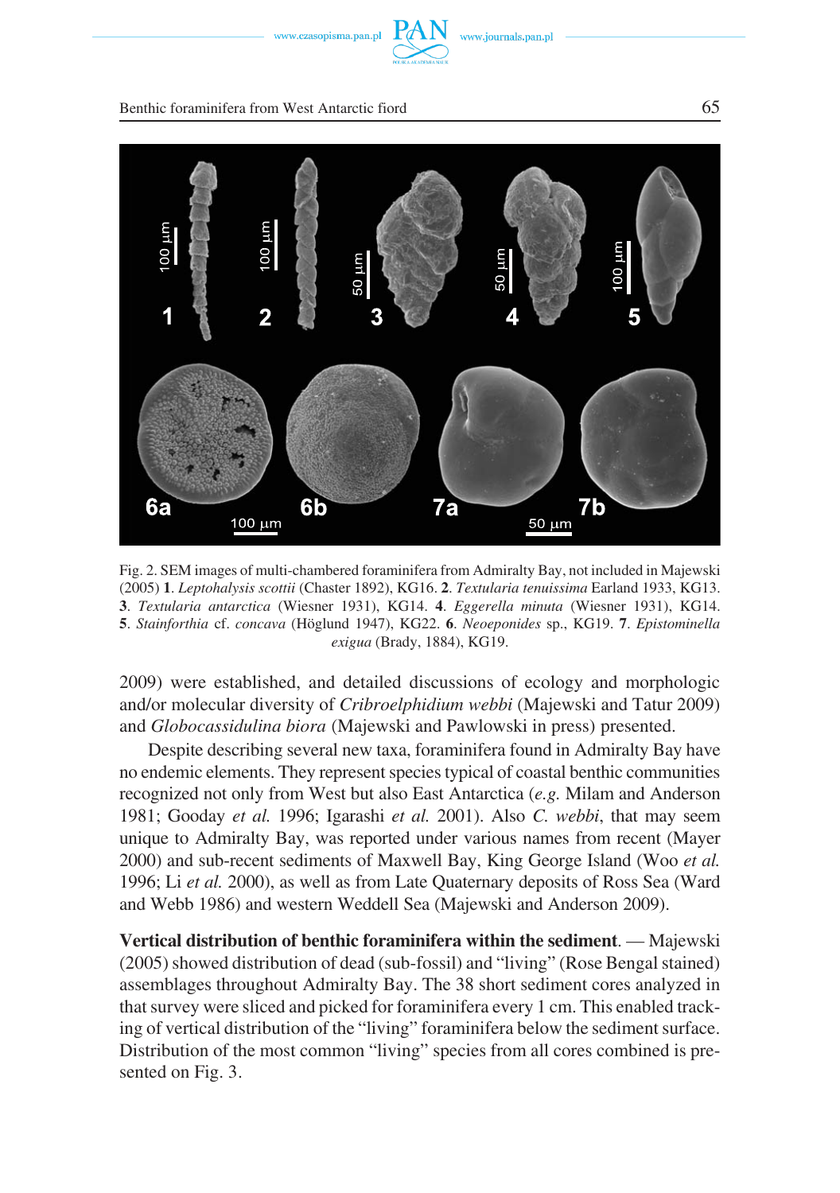Fig. 2. SEM images of multi-chambered foraminifera from Admiralty Bay, not included in Majewski (2005) **1**. *Leptohalysis scottii* (Chaster 1892), KG16. **2**. *Textularia tenuissima* Earland 1933, KG13. **3**. *Textularia antarctica* (Wiesner 1931), KG14. **4**. *Eggerella minuta* (Wiesner 1931), KG14. **5**. *Stainforthia* cf. *concava* (Höglund 1947), KG22. **6**. *Neoeponides* sp., KG19. **7**. *Epistominella exigua* (Brady, 1884), KG19.

2009) were established, and detailed discussions of ecology and morphologic and/or molecular diversity of *Cribroelphidium webbi* (Majewski and Tatur 2009) and *Globocassidulina biora* (Majewski and Pawlowski in press) presented.

Despite describing several new taxa, foraminifera found in Admiralty Bay have no endemic elements. They represent species typical of coastal benthic communities recognized not only from West but also East Antarctica (*e.g.* Milam and Anderson 1981; Gooday *et al.* 1996; Igarashi *et al.* 2001). Also *C. webbi*, that may seem unique to Admiralty Bay, was reported under various names from recent (Mayer 2000) and sub-recent sediments of Maxwell Bay, King George Island (Woo *et al.* 1996; Li *et al.* 2000), as well as from Late Quaternary deposits of Ross Sea (Ward and Webb 1986) and western Weddell Sea (Majewski and Anderson 2009).

**Vertical distribution of benthic foraminifera within the sediment**. — Majewski (2005) showed distribution of dead (sub-fossil) and "living" (Rose Bengal stained) assemblages throughout Admiralty Bay. The 38 short sediment cores analyzed in that survey were sliced and picked for foraminifera every 1 cm. This enabled tracking of vertical distribution of the "living" foraminifera below the sediment surface. Distribution of the most common "living" species from all cores combined is presented on Fig. 3.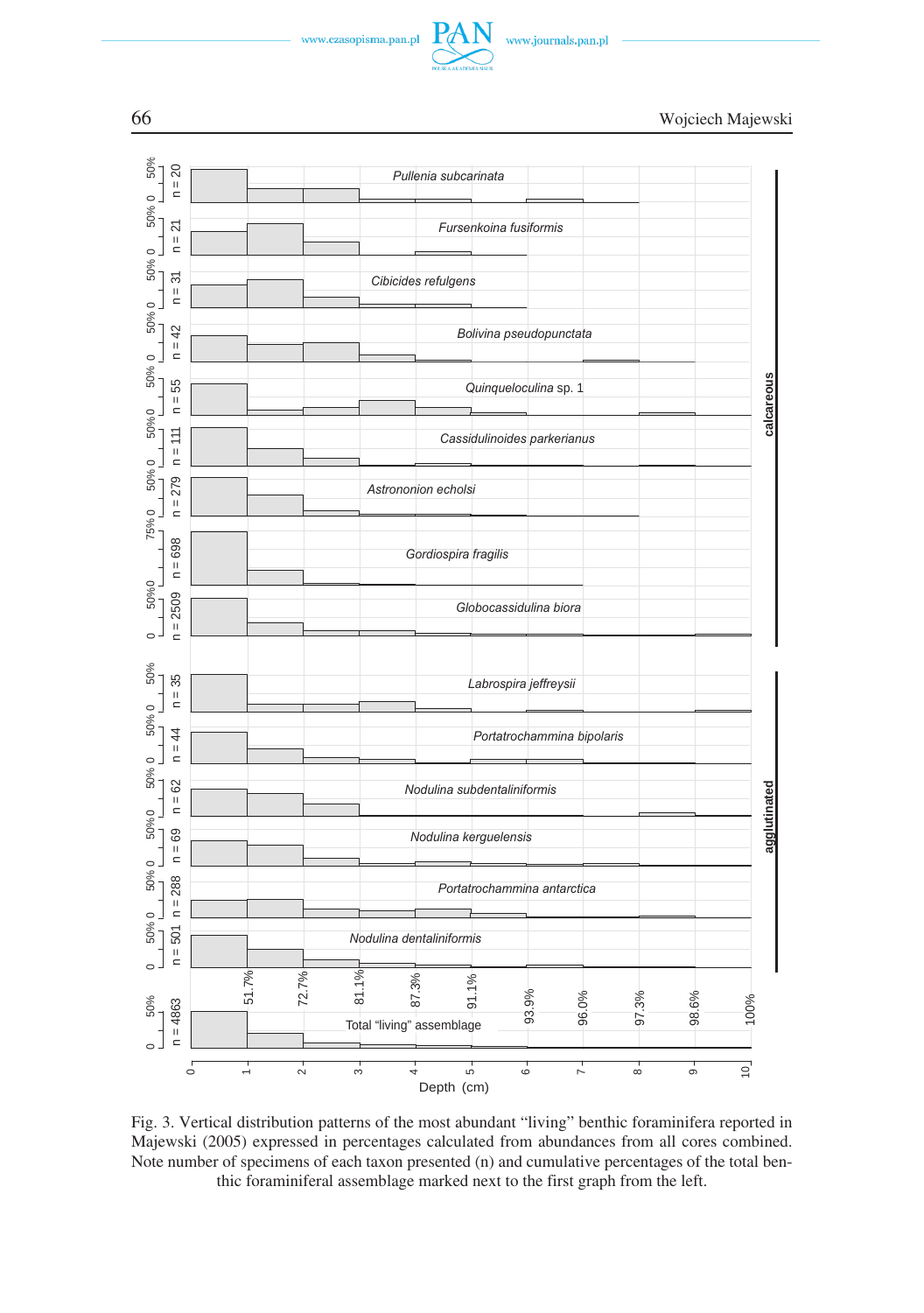Fig. 3. Vertical distribution patterns of the most abundant "living" benthic foraminifera reported in Majewski (2005) expressed in percentages calculated from abundances from all cores combined. Note number of specimens of each taxon presented (n) and cumulative percentages of the total benthic foraminiferal assemblage marked next to the first graph from the left.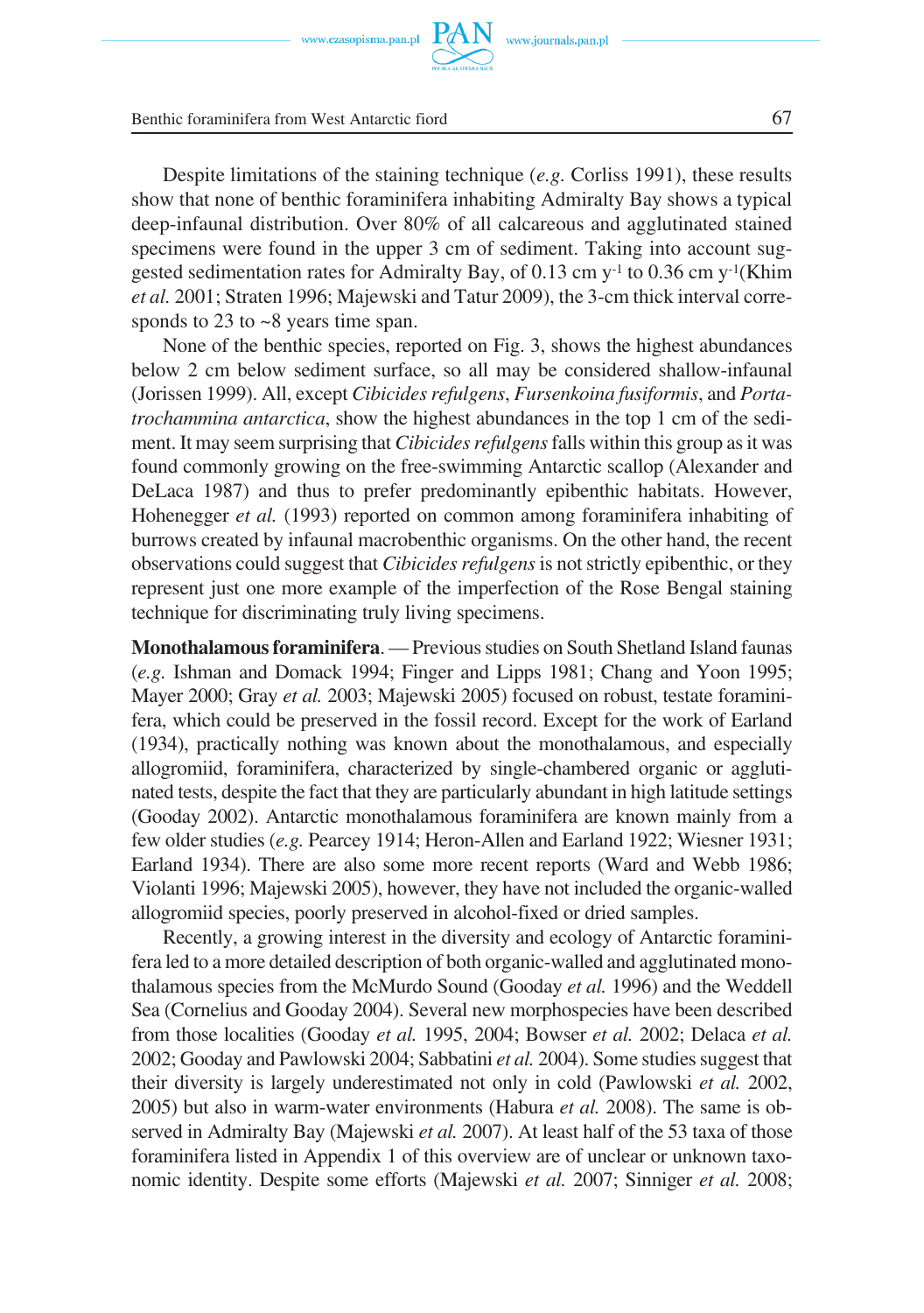Despite limitations of the staining technique (*e.g.* Corliss 1991), these results show that none of benthic foraminifera inhabiting Admiralty Bay shows a typical deep-infaunal distribution. Over 80% of all calcareous and agglutinated stained specimens were found in the upper 3 cm of sediment. Taking into account suggested sedimentation rates for Admiralty Bay, of 0.13 cm $y^{-1}$ to 0.36 cm $y^{-1}$(Khim *et al.* 2001; Straten 1996; Majewski and Tatur 2009), the 3-cm thick interval corresponds to 23 to ~8 years time span.

None of the benthic species, reported on Fig. 3, shows the highest abundances below 2 cm below sediment surface, so all may be considered shallow-infaunal (Jorissen 1999). All, except *Cibicides refulgens*, *Fursenkoina fusiformis*, and *Portatrochammina antarctica*, show the highest abundances in the top 1 cm of the sediment. It may seem surprising that *Cibicides refulgens* falls within this group as it was found commonly growing on the free-swimming Antarctic scallop (Alexander and DeLaca 1987) and thus to prefer predominantly epibenthic habitats. However, Hohenegger *et al.* (1993) reported on common among foraminifera inhabiting of burrows created by infaunal macrobenthic organisms. On the other hand, the recent observations could suggest that *Cibicides refulgens* is not strictly epibenthic, or they represent just one more example of the imperfection of the Rose Bengal staining technique for discriminating truly living specimens.

**Monothalamous foraminifera**. — Previous studies on South Shetland Island faunas (*e.g.* Ishman and Domack 1994; Finger and Lipps 1981; Chang and Yoon 1995; Mayer 2000; Gray *et al.* 2003; Majewski 2005) focused on robust, testate foraminifera, which could be preserved in the fossil record. Except for the work of Earland (1934), practically nothing was known about the monothalamous, and especially allogromiid, foraminifera, characterized by single-chambered organic or agglutinated tests, despite the fact that they are particularly abundant in high latitude settings (Gooday 2002). Antarctic monothalamous foraminifera are known mainly from a few older studies (*e.g.* Pearcey 1914; Heron-Allen and Earland 1922; Wiesner 1931; Earland 1934). There are also some more recent reports (Ward and Webb 1986; Violanti 1996; Majewski 2005), however, they have not included the organic-walled allogromiid species, poorly preserved in alcohol-fixed or dried samples.

Recently, a growing interest in the diversity and ecology of Antarctic foraminifera led to a more detailed description of both organic-walled and agglutinated monothalamous species from the McMurdo Sound (Gooday *et al.* 1996) and the Weddell Sea (Cornelius and Gooday 2004). Several new morphospecies have been described from those localities (Gooday *et al.* 1995, 2004; Bowser *et al.* 2002; Delaca *et al.* 2002; Gooday and Pawlowski 2004; Sabbatini *et al.* 2004). Some studies suggest that their diversity is largely underestimated not only in cold (Pawlowski *et al.* 2002, 2005) but also in warm-water environments (Habura *et al.* 2008). The same is observed in Admiralty Bay (Majewski *et al.* 2007). At least half of the 53 taxa of those foraminifera listed in Appendix 1 of this overview are of unclear or unknown taxonomic identity. Despite some efforts (Majewski *et al.* 2007; Sinniger *et al.* 2008;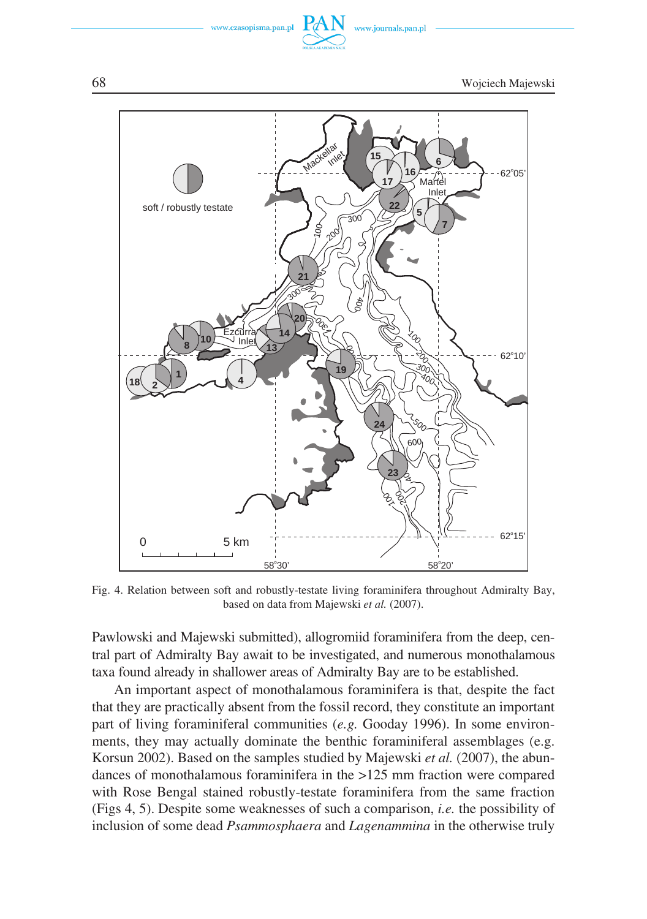Fig. 4. Relation between soft and robustly-testate living foraminifera throughout Admiralty Bay, based on data from Majewski *et al.* (2007).

Pawlowski and Majewski submitted), allogromiid foraminifera from the deep, central part of Admiralty Bay await to be investigated, and numerous monothalamous taxa found already in shallower areas of Admiralty Bay are to be established.

An important aspect of monothalamous foraminifera is that, despite the fact that they are practically absent from the fossil record, they constitute an important part of living foraminiferal communities (*e.g.* Gooday 1996). In some environments, they may actually dominate the benthic foraminiferal assemblages (e.g. Korsun 2002). Based on the samples studied by Majewski *et al.* (2007), the abundances of monothalamous foraminifera in the >125 mm fraction were compared with Rose Bengal stained robustly-testate foraminifera from the same fraction (Figs 4, 5). Despite some weaknesses of such a comparison, *i.e.* the possibility of inclusion of some dead *Psammosphaera* and *Lagenammina* in the otherwise truly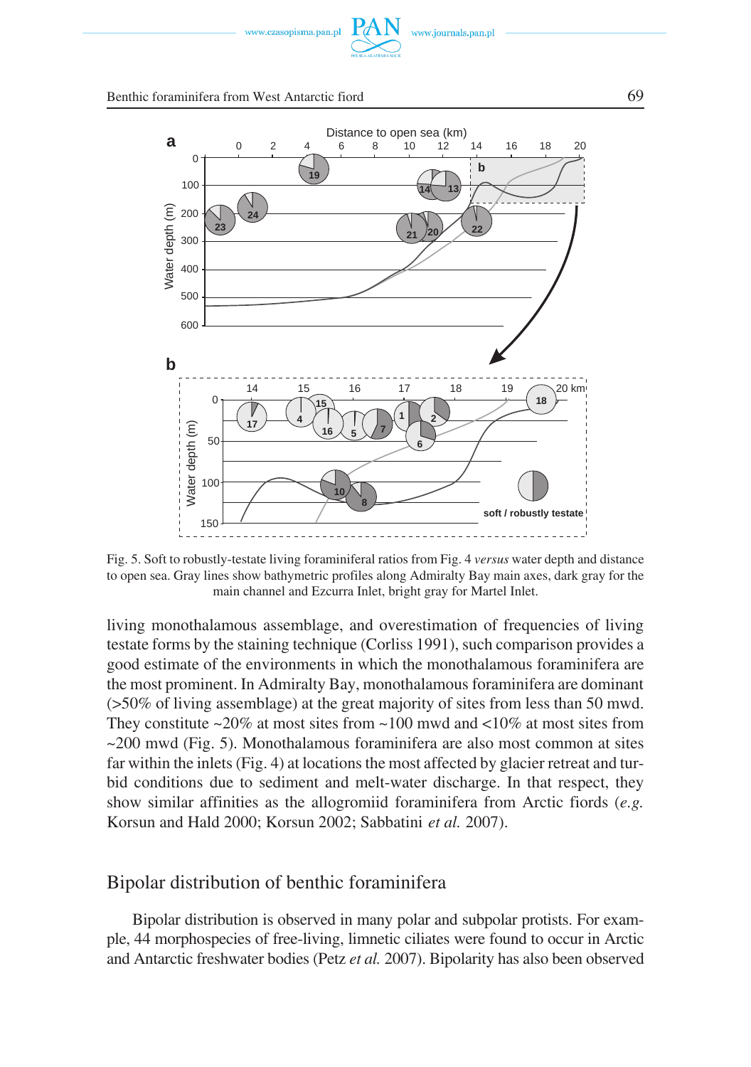Fig. 5. Soft to robustly-testate living foraminiferal ratios from Fig. 4 *versus* water depth and distance to open sea. Gray lines show bathymetric profiles along Admiralty Bay main axes, dark gray for the main channel and Ezcurra Inlet, bright gray for Martel Inlet.

living monothalamous assemblage, and overestimation of frequencies of living testate forms by the staining technique (Corliss 1991), such comparison provides a good estimate of the environments in which the monothalamous foraminifera are the most prominent. In Admiralty Bay, monothalamous foraminifera are dominant (>50% of living assemblage) at the great majority of sites from less than 50 mwd. They constitute ~20% at most sites from ~100 mwd and <10% at most sites from ~200 mwd (Fig. 5). Monothalamous foraminifera are also most common at sites far within the inlets (Fig. 4) at locations the most affected by glacier retreat and turbid conditions due to sediment and melt-water discharge. In that respect, they show similar affinities as the allogromiid foraminifera from Arctic fiords (*e.g.* Korsun and Hald 2000; Korsun 2002; Sabbatini *et al.* 2007).

## Bipolar distribution of benthic foraminifera

Bipolar distribution is observed in many polar and subpolar protists. For example, 44 morphospecies of free-living, limnetic ciliates were found to occur in Arctic and Antarctic freshwater bodies (Petz *et al.* 2007). Bipolarity has also been observed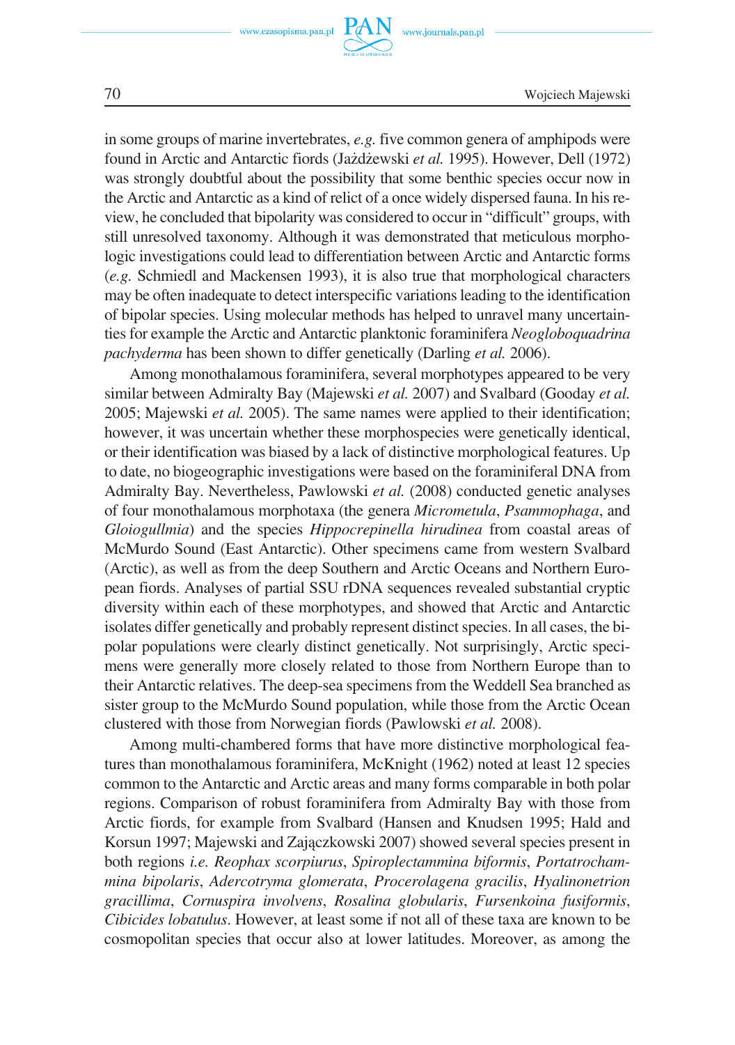in some groups of marine invertebrates, *e.g.* five common genera of amphipods were found in Arctic and Antarctic fiords (Jażdżewski *et al.* 1995). However, Dell (1972) was strongly doubtful about the possibility that some benthic species occur now in the Arctic and Antarctic as a kind of relict of a once widely dispersed fauna. In his review, he concluded that bipolarity was considered to occur in "difficult" groups, with still unresolved taxonomy. Although it was demonstrated that meticulous morphologic investigations could lead to differentiation between Arctic and Antarctic forms (*e.g.* Schmiedl and Mackensen 1993), it is also true that morphological characters may be often inadequate to detect interspecific variations leading to the identification of bipolar species. Using molecular methods has helped to unravel many uncertainties for example the Arctic and Antarctic planktonic foraminifera *Neogloboquadrina pachyderma* has been shown to differ genetically (Darling *et al.* 2006).

Among monothalamous foraminifera, several morphotypes appeared to be very similar between Admiralty Bay (Majewski *et al.* 2007) and Svalbard (Gooday *et al.* 2005; Majewski *et al.* 2005). The same names were applied to their identification; however, it was uncertain whether these morphospecies were genetically identical, or their identification was biased by a lack of distinctive morphological features. Up to date, no biogeographic investigations were based on the foraminiferal DNA from Admiralty Bay. Nevertheless, Pawlowski *et al.* (2008) conducted genetic analyses of four monothalamous morphotaxa (the genera *Micrometula*, *Psammophaga*, and *Gloiogullmia*) and the species *Hippocrepinella hirudinea* from coastal areas of McMurdo Sound (East Antarctic). Other specimens came from western Svalbard (Arctic), as well as from the deep Southern and Arctic Oceans and Northern European fiords. Analyses of partial SSU rDNA sequences revealed substantial cryptic diversity within each of these morphotypes, and showed that Arctic and Antarctic isolates differ genetically and probably represent distinct species. In all cases, the bipolar populations were clearly distinct genetically. Not surprisingly, Arctic specimens were generally more closely related to those from Northern Europe than to their Antarctic relatives. The deep-sea specimens from the Weddell Sea branched as sister group to the McMurdo Sound population, while those from the Arctic Ocean clustered with those from Norwegian fiords (Pawlowski *et al.* 2008).

Among multi-chambered forms that have more distinctive morphological features than monothalamous foraminifera, McKnight (1962) noted at least 12 species common to the Antarctic and Arctic areas and many forms comparable in both polar regions. Comparison of robust foraminifera from Admiralty Bay with those from Arctic fiords, for example from Svalbard (Hansen and Knudsen 1995; Hald and Korsun 1997; Majewski and Zajączkowski 2007) showed several species present in both regions *i.e. Reophax scorpiurus*, *Spiroplectammina biformis*, *Portatrochammina bipolaris*, *Adercotryma glomerata*, *Procerolagena gracilis*, *Hyalinonetrion gracillima*, *Cornuspira involvens*, *Rosalina globularis*, *Fursenkoina fusiformis*, *Cibicides lobatulus*. However, at least some if not all of these taxa are known to be cosmopolitan species that occur also at lower latitudes. Moreover, as among the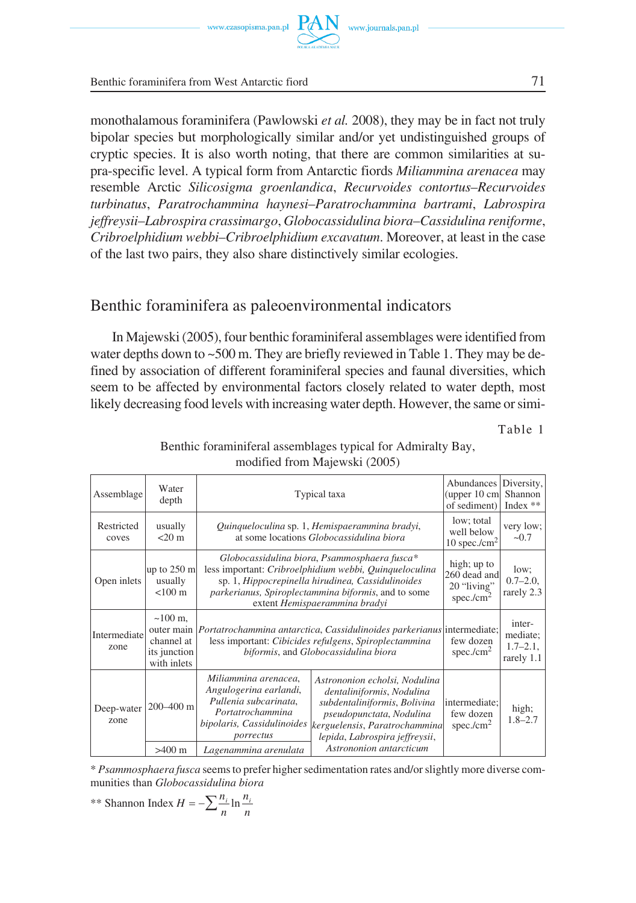monothalamous foraminifera (Pawlowski *et al.* 2008), they may be in fact not truly bipolar species but morphologically similar and/or yet undistinguished groups of cryptic species. It is also worth noting, that there are common similarities at supra-specific level. A typical form from Antarctic fiords *Miliammina arenacea* may resemble Arctic *Silicosigma groenlandica*, *Recurvoides contortus–Recurvoides turbinatus*, *Paratrochammina haynesi–Paratrochammina bartrami*, *Labrospira jeffreysii–Labrospira crassimargo*, *Globocassidulina biora–Cassidulina reniforme*, *Cribroelphidium webbi–Cribroelphidium excavatum*. Moreover, at least in the case of the last two pairs, they also share distinctively similar ecologies.

## Benthic foraminifera as paleoenvironmental indicators

In Majewski (2005), four benthic foraminiferal assemblages were identified from water depths down to ~500 m. They are briefly reviewed in Table 1. They may be defined by association of different foraminiferal species and faunal diversities, which seem to be affected by environmental factors closely related to water depth, most likely decreasing food levels with increasing water depth. However, the same or simi-

Table 1

Benthic foraminiferal assemblages typical for Admiralty Bay, modified from Majewski (2005)

| Assemblage | Water depth | Typical taxa | | Abundances (upper 10 cm of sediment) | Diversity, Shannon Index ** |
|---|---|---|---|---|---|
| Restricted coves | usually <20 m | *Quinqueloculina* sp. 1, *Hemispaerammina bradyi*, at some locations *Globocassidulina biora* | | low; total well below 10 spec./cm$^2$ | very low; ~0.7 |
| Open inlets | up to 250 m usually <100 m | *Globocassidulina biora*, *Psammosphaera fusca** less important: *Cribroelphidium webbi, Quinqueloculina* sp. 1, *Hippocrepinella hirudinea, Cassidulinoides parkerianus, Spiroplectammina biformis*, and to some extent *Hemispaerammina bradyi* | | high; up to 260 dead and 20 "living" spec./cm$^2$ | low; 0.7–2.0, rarely 2.3 |
| Intermediate zone | ~100 m, outer main channel at its junction with inlets | *Portatrochammina antarctica*, *Cassidulinoides parkerianus* less important: *Cibicides refulgens*, *Spiroplectammina biformis*, and *Globocassidulina biora* | | intermediate; few dozen spec./cm$^2$ | intermediate; 1.7–2.1, rarely 1.1 |
| Deep-water zone | 200–400 m | *Miliammina arenacea, Angulogerina earlandi, Pullenia subcarinata, Portatrochammina bipolaris, Cassidulinoides porrectus* | *Astrononion echolsi, Nodulina dentaliniformis, Nodulina subdentaliniformis, Bolivina pseudopunctata, Nodulina kerguelensis, Paratrochammina lepida, Labrospira jeffreysii, Astrononion antarcticum* | intermediate; few dozen spec./cm$^2$ | high; 1.8–2.7 |
| | >400 m | *Lagenammina arenulata* | | | |

\* *Psammosphaera fusca* seems to prefer higher sedimentation rates and/or slightly more diverse communities than *Globocassidulina biora*

** Shannon Index $H = -\sum \frac{n_i}{n} \ln \frac{n_i}{n}$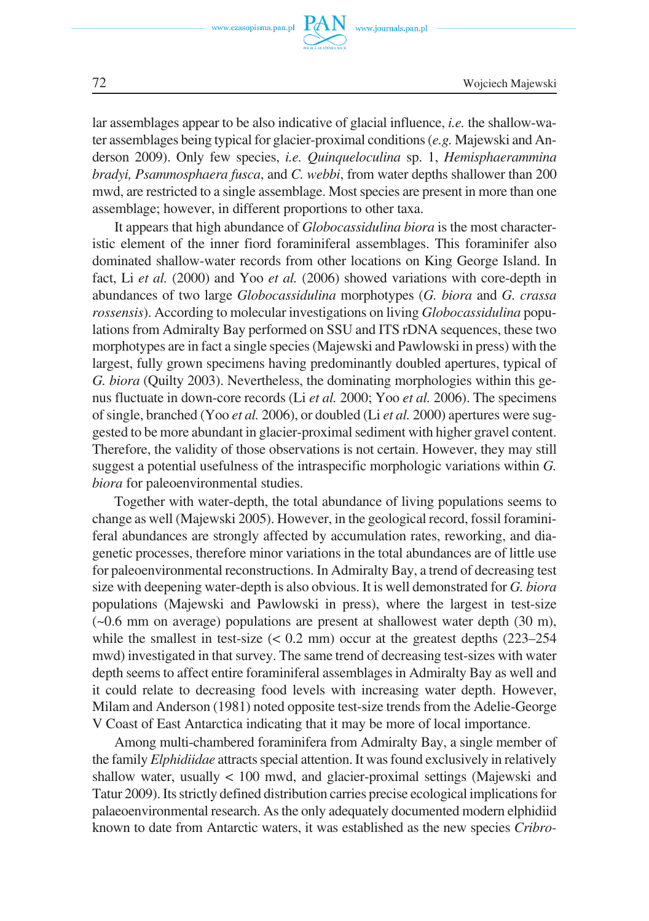lar assemblages appear to be also indicative of glacial influence, *i.e.* the shallow-water assemblages being typical for glacier-proximal conditions (*e.g.* Majewski and Anderson 2009). Only few species, *i.e.* *Quinqueloculina* sp. 1, *Hemisphaerammina bradyi, Psammosphaera fusca*, and *C. webbi*, from water depths shallower than 200 mwd, are restricted to a single assemblage. Most species are present in more than one assemblage; however, in different proportions to other taxa.

It appears that high abundance of *Globocassidulina biora* is the most characteristic element of the inner fiord foraminiferal assemblages. This foraminifer also dominated shallow-water records from other locations on King George Island. In fact, Li *et al.* (2000) and Yoo *et al.* (2006) showed variations with core-depth in abundances of two large *Globocassidulina* morphotypes (*G. biora* and *G. crassa rossensis*). According to molecular investigations on living *Globocassidulina* populations from Admiralty Bay performed on SSU and ITS rDNA sequences, these two morphotypes are in fact a single species (Majewski and Pawlowski in press) with the largest, fully grown specimens having predominantly doubled apertures, typical of *G. biora* (Quilty 2003). Nevertheless, the dominating morphologies within this genus fluctuate in down-core records (Li *et al.* 2000; Yoo *et al.* 2006). The specimens of single, branched (Yoo *et al.* 2006), or doubled (Li *et al.* 2000) apertures were suggested to be more abundant in glacier-proximal sediment with higher gravel content. Therefore, the validity of those observations is not certain. However, they may still suggest a potential usefulness of the intraspecific morphologic variations within *G. biora* for paleoenvironmental studies.

Together with water-depth, the total abundance of living populations seems to change as well (Majewski 2005). However, in the geological record, fossil foraminiferal abundances are strongly affected by accumulation rates, reworking, and diagenetic processes, therefore minor variations in the total abundances are of little use for paleoenvironmental reconstructions. In Admiralty Bay, a trend of decreasing test size with deepening water-depth is also obvious. It is well demonstrated for *G. biora* populations (Majewski and Pawlowski in press), where the largest in test-size (~0.6 mm on average) populations are present at shallowest water depth (30 m), while the smallest in test-size (< 0.2 mm) occur at the greatest depths (223–254 mwd) investigated in that survey. The same trend of decreasing test-sizes with water depth seems to affect entire foraminiferal assemblages in Admiralty Bay as well and it could relate to decreasing food levels with increasing water depth. However, Milam and Anderson (1981) noted opposite test-size trends from the Adelie-George V Coast of East Antarctica indicating that it may be more of local importance.

Among multi-chambered foraminifera from Admiralty Bay, a single member of the family *Elphidiidae* attracts special attention. It was found exclusively in relatively shallow water, usually < 100 mwd, and glacier-proximal settings (Majewski and Tatur 2009). Its strictly defined distribution carries precise ecological implications for palaeoenvironmental research. As the only adequately documented modern elphidiid known to date from Antarctic waters, it was established as the new species *Cribro-*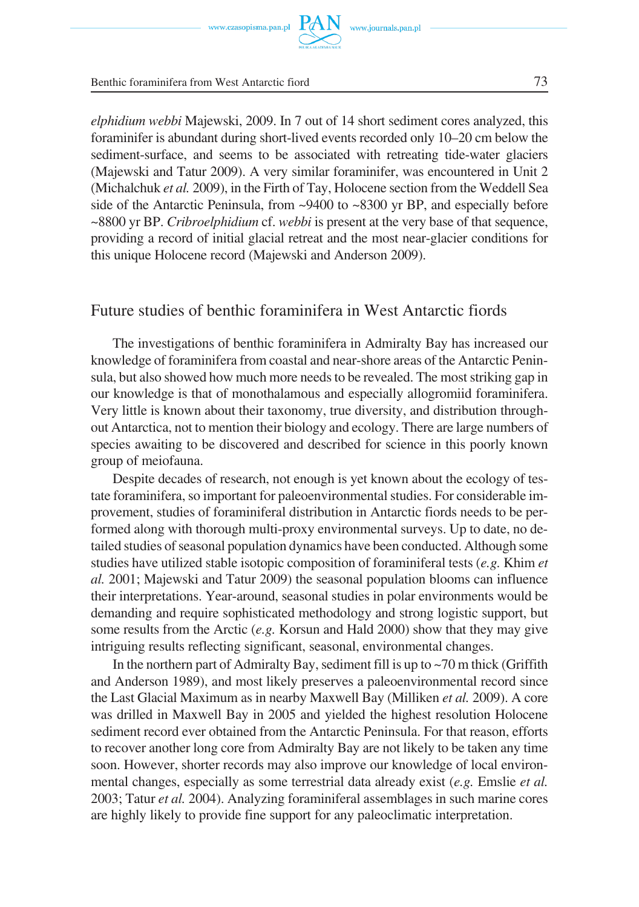*elphidium webbi* Majewski, 2009. In 7 out of 14 short sediment cores analyzed, this foraminifer is abundant during short-lived events recorded only 10–20 cm below the sediment-surface, and seems to be associated with retreating tide-water glaciers (Majewski and Tatur 2009). A very similar foraminifer, was encountered in Unit 2 (Michalchuk *et al.* 2009), in the Firth of Tay, Holocene section from the Weddell Sea side of the Antarctic Peninsula, from ~9400 to ~8300 yr BP, and especially before ~8800 yr BP. *Cribroelphidium* cf. *webbi* is present at the very base of that sequence, providing a record of initial glacial retreat and the most near-glacier conditions for this unique Holocene record (Majewski and Anderson 2009).

## Future studies of benthic foraminifera in West Antarctic fiords

The investigations of benthic foraminifera in Admiralty Bay has increased our knowledge of foraminifera from coastal and near-shore areas of the Antarctic Peninsula, but also showed how much more needs to be revealed. The most striking gap in our knowledge is that of monothalamous and especially allogromiid foraminifera. Very little is known about their taxonomy, true diversity, and distribution throughout Antarctica, not to mention their biology and ecology. There are large numbers of species awaiting to be discovered and described for science in this poorly known group of meiofauna.

Despite decades of research, not enough is yet known about the ecology of testate foraminifera, so important for paleoenvironmental studies. For considerable improvement, studies of foraminiferal distribution in Antarctic fiords needs to be performed along with thorough multi-proxy environmental surveys. Up to date, no detailed studies of seasonal population dynamics have been conducted. Although some studies have utilized stable isotopic composition of foraminiferal tests (*e.g.* Khim *et al.* 2001; Majewski and Tatur 2009) the seasonal population blooms can influence their interpretations. Year-around, seasonal studies in polar environments would be demanding and require sophisticated methodology and strong logistic support, but some results from the Arctic (*e.g.* Korsun and Hald 2000) show that they may give intriguing results reflecting significant, seasonal, environmental changes.

In the northern part of Admiralty Bay, sediment fill is up to ~70 m thick (Griffith and Anderson 1989), and most likely preserves a paleoenvironmental record since the Last Glacial Maximum as in nearby Maxwell Bay (Milliken *et al.* 2009). A core was drilled in Maxwell Bay in 2005 and yielded the highest resolution Holocene sediment record ever obtained from the Antarctic Peninsula. For that reason, efforts to recover another long core from Admiralty Bay are not likely to be taken any time soon. However, shorter records may also improve our knowledge of local environmental changes, especially as some terrestrial data already exist (*e.g.* Emslie *et al.* 2003; Tatur *et al.* 2004). Analyzing foraminiferal assemblages in such marine cores are highly likely to provide fine support for any paleoclimatic interpretation.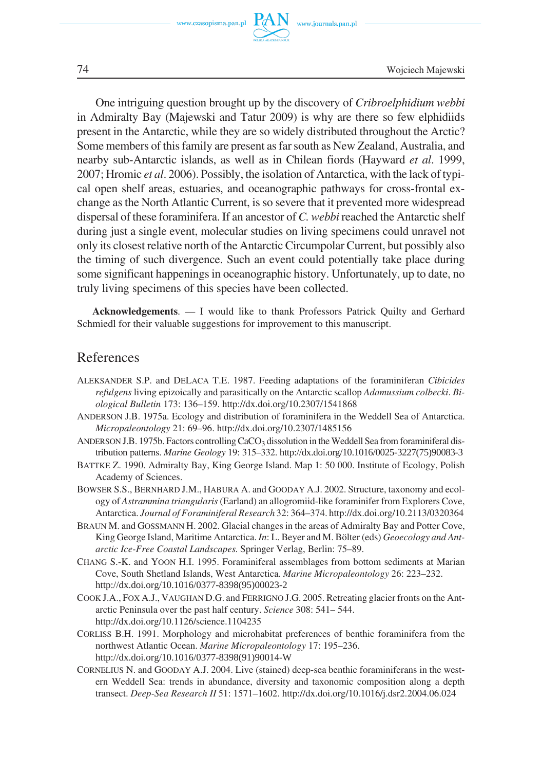One intriguing question brought up by the discovery of *Cribroelphidium webbi* in Admiralty Bay (Majewski and Tatur 2009) is why are there so few elphidiids present in the Antarctic, while they are so widely distributed throughout the Arctic? Some members of this family are present as far south as New Zealand, Australia, and nearby sub-Antarctic islands, as well as in Chilean fiords (Hayward *et al*. 1999, 2007; Hromic *et al*. 2006). Possibly, the isolation of Antarctica, with the lack of typical open shelf areas, estuaries, and oceanographic pathways for cross-frontal exchange as the North Atlantic Current, is so severe that it prevented more widespread dispersal of these foraminifera. If an ancestor of *C. webbi* reached the Antarctic shelf during just a single event, molecular studies on living specimens could unravel not only its closest relative north of the Antarctic Circumpolar Current, but possibly also the timing of such divergence. Such an event could potentially take place during some significant happenings in oceanographic history. Unfortunately, up to date, no truly living specimens of this species have been collected.

**Acknowledgements**. — I would like to thank Professors Patrick Quilty and Gerhard Schmiedl for their valuable suggestions for improvement to this manuscript.

## References

ALEKSANDER S.P. and DELACA T.E. 1987. Feeding adaptations of the foraminiferan *Cibicides refulgens* living epizoically and parasitically on the Antarctic scallop *Adamussium colbecki*. *Biological Bulletin* 173: 136–159. http://dx.doi.org/10.2307/1541868

ANDERSON J.B. 1975a. Ecology and distribution of foraminifera in the Weddell Sea of Antarctica. *Micropaleontology* 21: 69–96. http://dx.doi.org/10.2307/1485156

ANDERSON J.B. 1975b. Factors controlling $CaCO_3$ dissolution in the Weddell Sea from foraminiferal distribution patterns. *Marine Geology* 19: 315–332. http://dx.doi.org/10.1016/0025-3227(75)90083-3

BATTKE Z. 1990. Admiralty Bay, King George Island. Map 1: 50 000. Institute of Ecology, Polish Academy of Sciences.

BOWSER S.S., BERNHARD J.M., HABURA A. and GOODAY A.J. 2002. Structure, taxonomy and ecology of *Astrammina triangularis* (Earland) an allogromiid-like foraminifer from Explorers Cove, Antarctica. *Journal of Foraminiferal Research* 32: 364–374. http://dx.doi.org/10.2113/0320364

BRAUN M. and GOSSMANN H. 2002. Glacial changes in the areas of Admiralty Bay and Potter Cove, King George Island, Maritime Antarctica. *In*: L. Beyer and M. Bölter (eds) *Geoecology and Antarctic Ice-Free Coastal Landscapes.* Springer Verlag, Berlin: 75–89.

CHANG S.-K. and YOON H.I. 1995. Foraminiferal assemblages from bottom sediments at Marian Cove, South Shetland Islands, West Antarctica. *Marine Micropaleontology* 26: 223–232. http://dx.doi.org/10.1016/0377-8398(95)00023-2

COOK J.A., FOX A.J., VAUGHAN D.G. and FERRIGNO J.G. 2005. Retreating glacier fronts on the Antarctic Peninsula over the past half century. *Science* 308: 541– 544. http://dx.doi.org/10.1126/science.1104235

CORLISS B.H. 1991. Morphology and microhabitat preferences of benthic foraminifera from the northwest Atlantic Ocean. *Marine Micropaleontology* 17: 195–236. http://dx.doi.org/10.1016/0377-8398(91)90014-W

CORNELIUS N. and GOODAY A.J. 2004. Live (stained) deep-sea benthic foraminiferans in the western Weddell Sea: trends in abundance, diversity and taxonomic composition along a depth transect. *Deep-Sea Research II* 51: 1571–1602. http://dx.doi.org/10.1016/j.dsr2.2004.06.024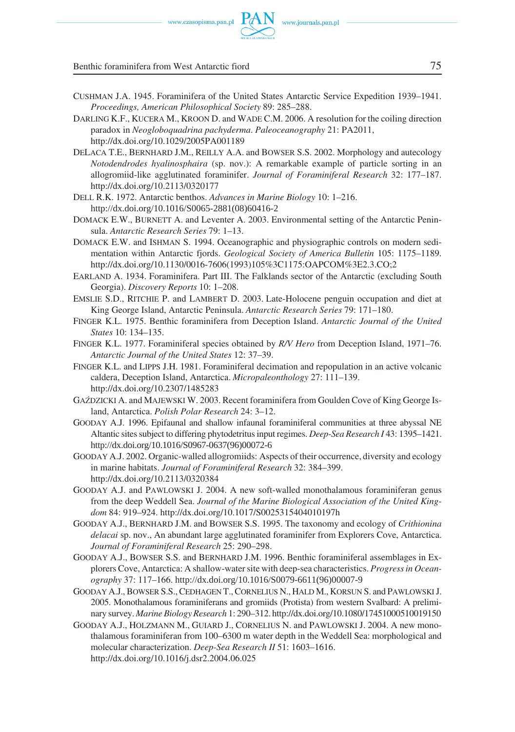CUSHMAN J.A. 1945. Foraminifera of the United States Antarctic Service Expedition 1939–1941. *Proceedings, American Philosophical Society* 89: 285–288.

DARLING K.F., KUCERA M., KROON D. and WADE C.M. 2006. A resolution for the coiling direction paradox in *Neogloboquadrina pachyderma*. *Paleoceanography* 21: PA2011, http://dx.doi.org/10.1029/2005PA001189

DELACA T.E., BERNHARD J.M., REILLY A.A. and BOWSER S.S. 2002. Morphology and autecology *Notodendrodes hyalinosphaira* (sp. nov.): A remarkable example of particle sorting in an allogromiid-like agglutinated foraminifer. *Journal of Foraminiferal Research* 32: 177–187. http://dx.doi.org/10.2113/0320177

DELL R.K. 1972. Antarctic benthos. *Advances in Marine Biology* 10: 1–216. http://dx.doi.org/10.1016/S0065-2881(08)60416-2

DOMACK E.W., BURNETT A. and Leventer A. 2003. Environmental setting of the Antarctic Peninsula. *Antarctic Research Series* 79: 1–13.

DOMACK E.W. and ISHMAN S. 1994. Oceanographic and physiographic controls on modern sedimentation within Antarctic fjords. *Geological Society of America Bulletin* 105: 1175–1189. http://dx.doi.org/10.1130/0016-7606(1993)105%3C1175:OAPCOM%3E2.3.CO;2

EARLAND A. 1934. Foraminifera. Part III. The Falklands sector of the Antarctic (excluding South Georgia). *Discovery Reports* 10: 1–208.

EMSLIE S.D., RITCHIE P. and LAMBERT D. 2003. Late-Holocene penguin occupation and diet at King George Island, Antarctic Peninsula. *Antarctic Research Series* 79: 171–180.

FINGER K.L. 1975. Benthic foraminifera from Deception Island. *Antarctic Journal of the United States* 10: 134–135.

FINGER K.L. 1977. Foraminiferal species obtained by *R/V Hero* from Deception Island, 1971–76. *Antarctic Journal of the United States* 12: 37–39.

FINGER K.L. and LIPPS J.H. 1981. Foraminiferal decimation and repopulation in an active volcanic caldera, Deception Island, Antarctica. *Micropaleontology* 27: 111–139. http://dx.doi.org/10.2307/1485283

GAŹDZICKI A. and MAJEWSKI W. 2003. Recent foraminifera from Goulden Cove of King George Island, Antarctica. *Polish Polar Research* 24: 3–12.

GOODAY A.J. 1996. Epifaunal and shallow infaunal foraminiferal communities at three abyssal NE Altantic sites subject to differing phytodetritus input regimes. *Deep-Sea Research I* 43: 1395–1421. http://dx.doi.org/10.1016/S0967-0637(96)00072-6

GOODAY A.J. 2002. Organic-walled allogromiids: Aspects of their occurrence, diversity and ecology in marine habitats. *Journal of Foraminiferal Research* 32: 384–399. http://dx.doi.org/10.2113/0320384

GOODAY A.J. and PAWLOWSKI J. 2004. A new soft-walled monothalamous foraminiferan genus from the deep Weddell Sea. *Journal of the Marine Biological Association of the United Kingdom* 84: 919–924. http://dx.doi.org/10.1017/S0025315404010197h

GOODAY A.J., BERNHARD J.M. and BOWSER S.S. 1995. The taxonomy and ecology of *Crithionina delacai* sp. nov., An abundant large agglutinated foraminifer from Explorers Cove, Antarctica. *Journal of Foraminiferal Research* 25: 290–298.

GOODAY A.J., BOWSER S.S. and BERNHARD J.M. 1996. Benthic foraminiferal assemblages in Explorers Cove, Antarctica: A shallow-water site with deep-sea characteristics. *Progress in Oceanography* 37: 117–166. http://dx.doi.org/10.1016/S0079-6611(96)00007-9

GOODAY A.J., BOWSER S.S., CEDHAGEN T., CORNELIUS N., HALD M., KORSUN S. and PAWLOWSKI J. 2005. Monothalamous foraminiferans and gromiids (Protista) from western Svalbard: A preliminary survey. *Marine Biology Research* 1: 290–312. http://dx.doi.org/10.1080/17451000510019150

GOODAY A.J., HOLZMANN M., GUIARD J., CORNELIUS N. and PAWLOWSKI J. 2004. A new monothalamous foraminiferan from 100–6300 m water depth in the Weddell Sea: morphological and molecular characterization. *Deep-Sea Research II* 51: 1603–1616. http://dx.doi.org/10.1016/j.dsr2.2004.06.025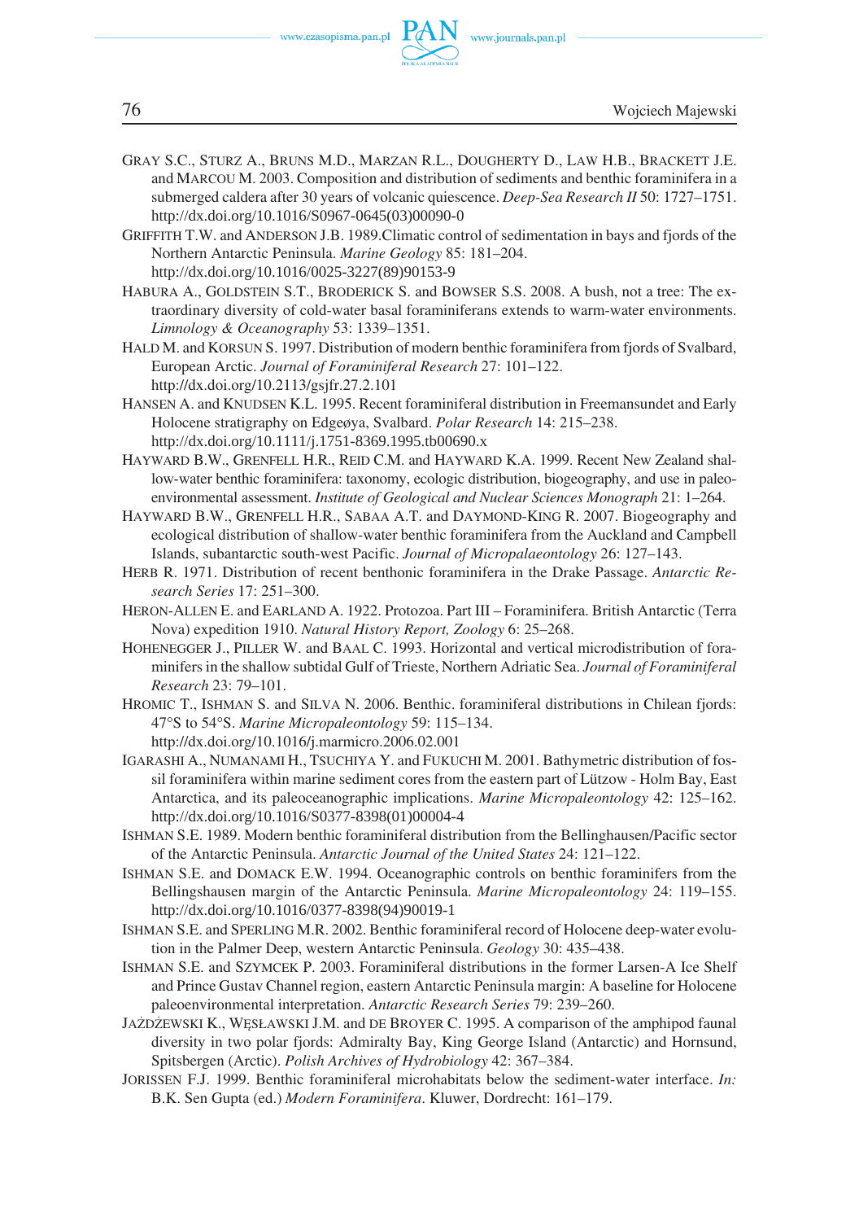GRAY S.C., STURZ A., BRUNS M.D., MARZAN R.L., DOUGHERTY D., LAW H.B., BRACKETT J.E. and MARCOU M. 2003. Composition and distribution of sediments and benthic foraminifera in a submerged caldera after 30 years of volcanic quiescence. *Deep-Sea Research II* 50: 1727–1751. http://dx.doi.org/10.1016/S0967-0645(03)00090-0

GRIFFITH T.W. and ANDERSON J.B. 1989.Climatic control of sedimentation in bays and fjords of the Northern Antarctic Peninsula. *Marine Geology* 85: 181–204. http://dx.doi.org/10.1016/0025-3227(89)90153-9

HABURA A., GOLDSTEIN S.T., BRODERICK S. and BOWSER S.S. 2008. A bush, not a tree: The extraordinary diversity of cold-water basal foraminiferans extends to warm-water environments. *Limnology & Oceanography* 53: 1339–1351.

HALD M. and KORSUN S. 1997. Distribution of modern benthic foraminifera from fjords of Svalbard, European Arctic. *Journal of Foraminiferal Research* 27: 101–122. http://dx.doi.org/10.2113/gsjfr.27.2.101

HANSEN A. and KNUDSEN K.L. 1995. Recent foraminiferal distribution in Freemansundet and Early Holocene stratigraphy on Edgeøya, Svalbard. *Polar Research* 14: 215–238. http://dx.doi.org/10.1111/j.1751-8369.1995.tb00690.x

HAYWARD B.W., GRENFELL H.R., REID C.M. and HAYWARD K.A. 1999. Recent New Zealand shallow-water benthic foraminifera: taxonomy, ecologic distribution, biogeography, and use in paleoenvironmental assessment. *Institute of Geological and Nuclear Sciences Monograph* 21: 1–264.

HAYWARD B.W., GRENFELL H.R., SABAA A.T. and DAYMOND-KING R. 2007. Biogeography and ecological distribution of shallow-water benthic foraminifera from the Auckland and Campbell Islands, subantarctic south-west Pacific. *Journal of Micropalaeontology* 26: 127–143.

HERB R. 1971. Distribution of recent benthonic foraminifera in the Drake Passage. *Antarctic Research Series* 17: 251–300.

HERON-ALLEN E. and EARLAND A. 1922. Protozoa. Part III – Foraminifera. British Antarctic (Terra Nova) expedition 1910. *Natural History Report, Zoology* 6: 25–268.

HOHENEGGER J., PILLER W. and BAAL C. 1993. Horizontal and vertical microdistribution of foraminifers in the shallow subtidal Gulf of Trieste, Northern Adriatic Sea. *Journal of Foraminiferal Research* 23: 79–101.

HROMIC T., ISHMAN S. and SILVA N. 2006. Benthic. foraminiferal distributions in Chilean fjords: 47°S to 54°S. *Marine Micropaleontology* 59: 115–134. http://dx.doi.org/10.1016/j.marmicro.2006.02.001

IGARASHI A., NUMANAMI H., TSUCHIYA Y. and FUKUCHI M. 2001. Bathymetric distribution of fossil foraminifera within marine sediment cores from the eastern part of Lützow - Holm Bay, East Antarctica, and its paleoceanographic implications. *Marine Micropaleontology* 42: 125–162. http://dx.doi.org/10.1016/S0377-8398(01)00004-4

ISHMAN S.E. 1989. Modern benthic foraminiferal distribution from the Bellinghausen/Pacific sector of the Antarctic Peninsula. *Antarctic Journal of the United States* 24: 121–122.

ISHMAN S.E. and DOMACK E.W. 1994. Oceanographic controls on benthic foraminifers from the Bellingshausen margin of the Antarctic Peninsula. *Marine Micropaleontology* 24: 119–155. http://dx.doi.org/10.1016/0377-8398(94)90019-1

ISHMAN S.E. and SPERLING M.R. 2002. Benthic foraminiferal record of Holocene deep-water evolution in the Palmer Deep, western Antarctic Peninsula. *Geology* 30: 435–438.

ISHMAN S.E. and SZYMCEK P. 2003. Foraminiferal distributions in the former Larsen-A Ice Shelf and Prince Gustav Channel region, eastern Antarctic Peninsula margin: A baseline for Holocene paleoenvironmental interpretation. *Antarctic Research Series* 79: 239–260.

JAŻDŻEWSKI K., WĘSŁAWSKI J.M. and DE BROYER C. 1995. A comparison of the amphipod faunal diversity in two polar fjords: Admiralty Bay, King George Island (Antarctic) and Hornsund, Spitsbergen (Arctic). *Polish Archives of Hydrobiology* 42: 367–384.

JORISSEN F.J. 1999. Benthic foraminiferal microhabitats below the sediment-water interface. *In:* B.K. Sen Gupta (ed.) *Modern Foraminifera*. Kluwer, Dordrecht: 161–179.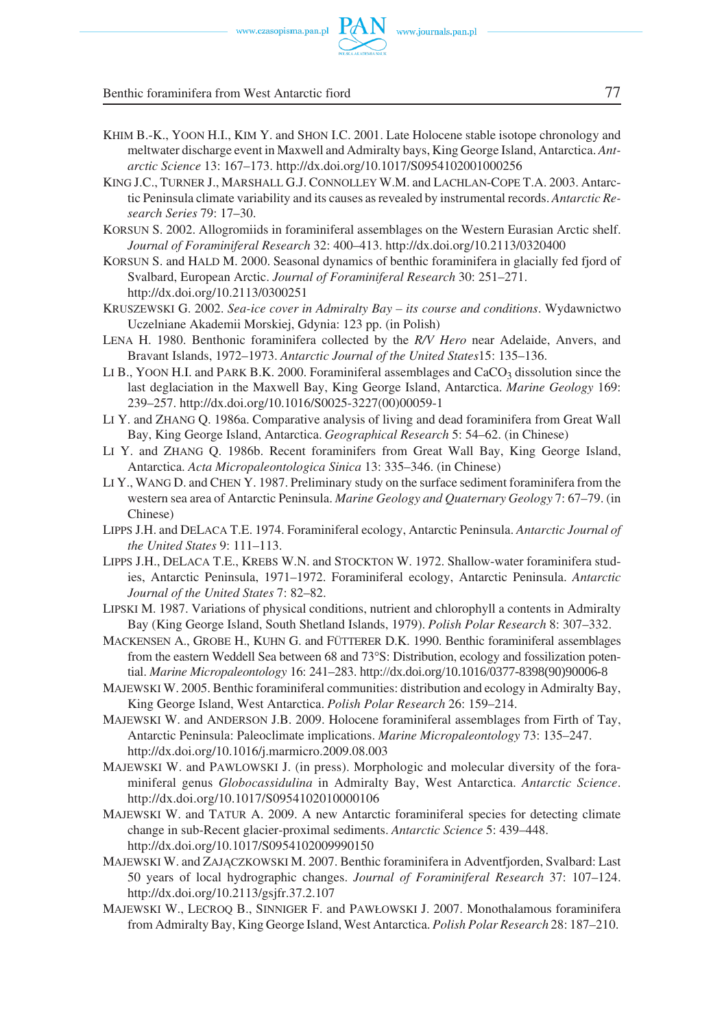KHIM B.-K., YOON H.I., KIM Y. and SHON I.C. 2001. Late Holocene stable isotope chronology and meltwater discharge event in Maxwell and Admiralty bays, King George Island, Antarctica. *Antarctic Science* 13: 167–173. http://dx.doi.org/10.1017/S0954102001000256

KING J.C., TURNER J., MARSHALL G.J. CONNOLLEY W.M. and LACHLAN-COPE T.A. 2003. Antarctic Peninsula climate variability and its causes as revealed by instrumental records. *Antarctic Research Series* 79: 17–30.

KORSUN S. 2002. Allogromiids in foraminiferal assemblages on the Western Eurasian Arctic shelf. *Journal of Foraminiferal Research* 32: 400–413. http://dx.doi.org/10.2113/0320400

KORSUN S. and HALD M. 2000. Seasonal dynamics of benthic foraminifera in glacially fed fjord of Svalbard, European Arctic. *Journal of Foraminiferal Research* 30: 251–271. http://dx.doi.org/10.2113/0300251

KRUSZEWSKI G. 2002. *Sea-ice cover in Admiralty Bay – its course and conditions*. Wydawnictwo Uczelniane Akademii Morskiej, Gdynia: 123 pp. (in Polish)

LENA H. 1980. Benthonic foraminifera collected by the *R/V Hero* near Adelaide, Anvers, and Bravant Islands, 1972–1973. *Antarctic Journal of the United States*15: 135–136.

LI B., YOON H.I. and PARK B.K. 2000. Foraminiferal assemblages and $CaCO_3$ dissolution since the last deglaciation in the Maxwell Bay, King George Island, Antarctica. *Marine Geology* 169: 239–257. http://dx.doi.org/10.1016/S0025-3227(00)00059-1

LI Y. and ZHANG Q. 1986a. Comparative analysis of living and dead foraminifera from Great Wall Bay, King George Island, Antarctica. *Geographical Research* 5: 54–62. (in Chinese)

LI Y. and ZHANG Q. 1986b. Recent foraminifers from Great Wall Bay, King George Island, Antarctica. *Acta Micropaleontologica Sinica* 13: 335–346. (in Chinese)

LI Y., WANG D. and CHEN Y. 1987. Preliminary study on the surface sediment foraminifera from the western sea area of Antarctic Peninsula. *Marine Geology and Quaternary Geology* 7: 67–79. (in Chinese)

LIPPS J.H. and DELACA T.E. 1974. Foraminiferal ecology, Antarctic Peninsula. *Antarctic Journal of the United States* 9: 111–113.

LIPPS J.H., DELACA T.E., KREBS W.N. and STOCKTON W. 1972. Shallow-water foraminifera studies, Antarctic Peninsula, 1971–1972. Foraminiferal ecology, Antarctic Peninsula. *Antarctic Journal of the United States* 7: 82–82.

LIPSKI M. 1987. Variations of physical conditions, nutrient and chlorophyll a contents in Admiralty Bay (King George Island, South Shetland Islands, 1979). *Polish Polar Research* 8: 307–332.

MACKENSEN A., GROBE H., KUHN G. and FÜTTERER D.K. 1990. Benthic foraminiferal assemblages from the eastern Weddell Sea between 68 and 73°S: Distribution, ecology and fossilization potential. *Marine Micropaleontology* 16: 241–283. http://dx.doi.org/10.1016/0377-8398(90)90006-8

MAJEWSKI W. 2005. Benthic foraminiferal communities: distribution and ecology in Admiralty Bay, King George Island, West Antarctica. *Polish Polar Research* 26: 159–214.

MAJEWSKI W. and ANDERSON J.B. 2009. Holocene foraminiferal assemblages from Firth of Tay, Antarctic Peninsula: Paleoclimate implications. *Marine Micropaleontology* 73: 135–247. http://dx.doi.org/10.1016/j.marmicro.2009.08.003

MAJEWSKI W. and PAWLOWSKI J. (in press). Morphologic and molecular diversity of the foraminiferal genus *Globocassidulina* in Admiralty Bay, West Antarctica. *Antarctic Science*. http://dx.doi.org/10.1017/S0954102010000106

MAJEWSKI W. and TATUR A. 2009. A new Antarctic foraminiferal species for detecting climate change in sub-Recent glacier-proximal sediments. *Antarctic Science* 5: 439–448. http://dx.doi.org/10.1017/S0954102009990150

MAJEWSKI W. and ZAJĄCZKOWSKI M. 2007. Benthic foraminifera in Adventfjorden, Svalbard: Last 50 years of local hydrographic changes. *Journal of Foraminiferal Research* 37: 107–124. http://dx.doi.org/10.2113/gsjfr.37.2.107

MAJEWSKI W., LECROQ B., SINNIGER F. and PAWŁOWSKI J. 2007. Monothalamous foraminifera from Admiralty Bay, King George Island, West Antarctica. *Polish Polar Research* 28: 187–210.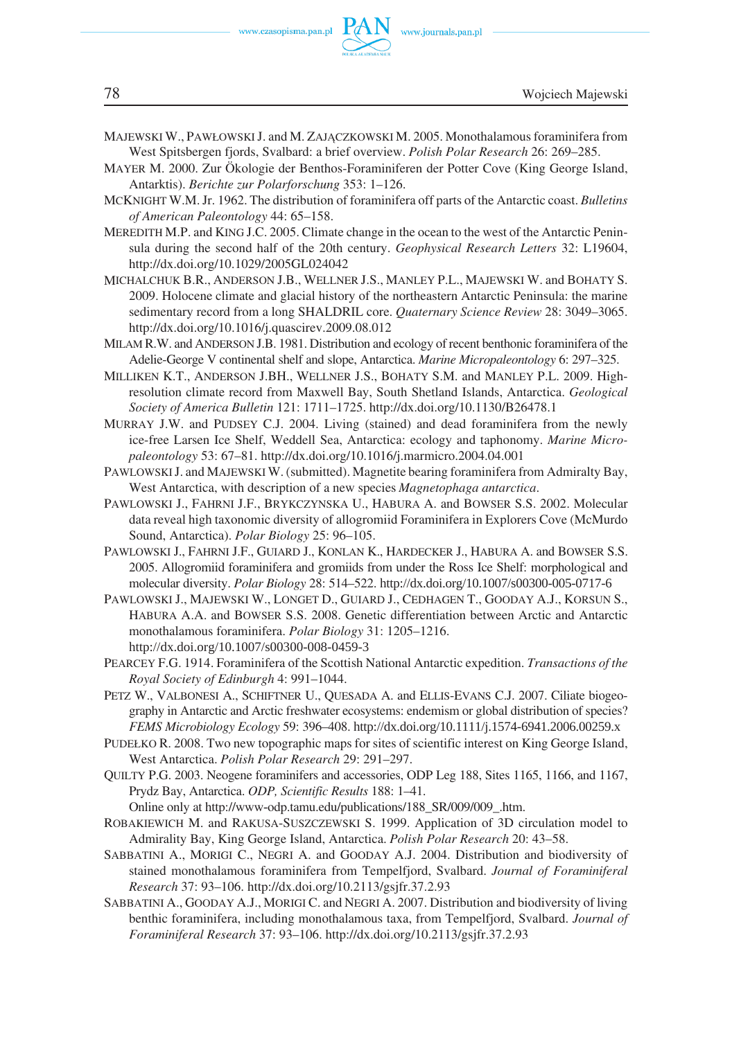MAJEWSKI W., PAWŁOWSKI J. and M. ZAJĄCZKOWSKI M. 2005. Monothalamous foraminifera from West Spitsbergen fjords, Svalbard: a brief overview. *Polish Polar Research* 26: 269–285.

MAYER M. 2000. Zur Ökologie der Benthos-Foraminiferen der Potter Cove (King George Island, Antarktis). *Berichte zur Polarforschung* 353: 1–126.

MCKNIGHT W.M. Jr. 1962. The distribution of foraminifera off parts of the Antarctic coast. *Bulletins of American Paleontology* 44: 65–158.

MEREDITH M.P. and KING J.C. 2005. Climate change in the ocean to the west of the Antarctic Peninsula during the second half of the 20th century. *Geophysical Research Letters* 32: L19604, http://dx.doi.org/10.1029/2005GL024042

MICHALCHUK B.R., ANDERSON J.B., WELLNER J.S., MANLEY P.L., MAJEWSKI W. and BOHATY S. 2009. Holocene climate and glacial history of the northeastern Antarctic Peninsula: the marine sedimentary record from a long SHALDRIL core. *Quaternary Science Review* 28: 3049–3065. http://dx.doi.org/10.1016/j.quascirev.2009.08.012

MILAM R.W. and ANDERSON J.B. 1981. Distribution and ecology of recent benthonic foraminifera of the Adelie-George V continental shelf and slope, Antarctica. *Marine Micropaleontology* 6: 297–325.

MILLIKEN K.T., ANDERSON J.BH., WELLNER J.S., BOHATY S.M. and MANLEY P.L. 2009. High-resolution climate record from Maxwell Bay, South Shetland Islands, Antarctica. *Geological Society of America Bulletin* 121: 1711–1725. http://dx.doi.org/10.1130/B26478.1

MURRAY J.W. and PUDSEY C.J. 2004. Living (stained) and dead foraminifera from the newly ice-free Larsen Ice Shelf, Weddell Sea, Antarctica: ecology and taphonomy. *Marine Micropaleontology* 53: 67–81. http://dx.doi.org/10.1016/j.marmicro.2004.04.001

PAWLOWSKI J. and MAJEWSKI W. (submitted). Magnetite bearing foraminifera from Admiralty Bay, West Antarctica, with description of a new species *Magnetophaga antarctica*.

PAWLOWSKI J., FAHRNI J.F., BRYKCZYNSKA U., HABURA A. and BOWSER S.S. 2002. Molecular data reveal high taxonomic diversity of allogromiid Foraminifera in Explorers Cove (McMurdo Sound, Antarctica). *Polar Biology* 25: 96–105.

PAWLOWSKI J., FAHRNI J.F., GUIARD J., KONLAN K., HARDECKER J., HABURA A. and BOWSER S.S. 2005. Allogromiid foraminifera and gromiids from under the Ross Ice Shelf: morphological and molecular diversity. *Polar Biology* 28: 514–522. http://dx.doi.org/10.1007/s00300-005-0717-6

PAWLOWSKI J., MAJEWSKI W., LONGET D., GUIARD J., CEDHAGEN T., GOODAY A.J., KORSUN S., HABURA A.A. and BOWSER S.S. 2008. Genetic differentiation between Arctic and Antarctic monothalamous foraminifera. *Polar Biology* 31: 1205–1216. http://dx.doi.org/10.1007/s00300-008-0459-3

PEARCEY F.G. 1914. Foraminifera of the Scottish National Antarctic expedition. *Transactions of the Royal Society of Edinburgh* 4: 991–1044.

PETZ W., VALBONESI A., SCHIFTNER U., QUESADA A. and ELLIS-EVANS C.J. 2007. Ciliate biogeography in Antarctic and Arctic freshwater ecosystems: endemism or global distribution of species? *FEMS Microbiology Ecology* 59: 396–408. http://dx.doi.org/10.1111/j.1574-6941.2006.00259.x

PUDEŁKO R. 2008. Two new topographic maps for sites of scientific interest on King George Island, West Antarctica. *Polish Polar Research* 29: 291–297.

QUILTY P.G. 2003. Neogene foraminifers and accessories, ODP Leg 188, Sites 1165, 1166, and 1167, Prydz Bay, Antarctica. *ODP, Scientific Results* 188: 1–41. Online only at http://www-odp.tamu.edu/publications/188_SR/009/009_.htm.

ROBAKIEWICH M. and RAKUSA-SUSZCZEWSKI S. 1999. Application of 3D circulation model to Admiralty Bay, King George Island, Antarctica. *Polish Polar Research* 20: 43–58.

SABBATINI A., MORIGI C., NEGRI A. and GOODAY A.J. 2004. Distribution and biodiversity of stained monothalamous foraminifera from Tempelfjord, Svalbard. *Journal of Foraminiferal Research* 37: 93–106. http://dx.doi.org/10.2113/gsjfr.37.2.93

SABBATINI A., GOODAY A.J., MORIGI C. and NEGRI A. 2007. Distribution and biodiversity of living benthic foraminifera, including monothalamous taxa, from Tempelfjord, Svalbard. *Journal of Foraminiferal Research* 37: 93–106. http://dx.doi.org/10.2113/gsjfr.37.2.93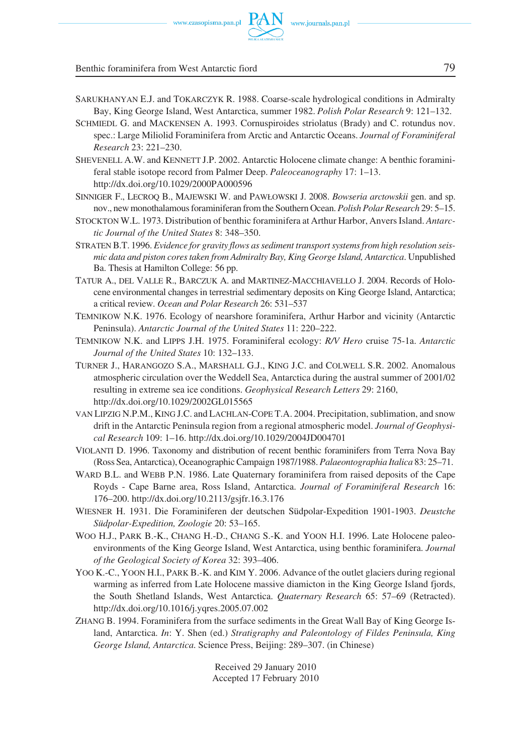SARUKHANYAN E.J. and TOKARCZYK R. 1988. Coarse-scale hydrological conditions in Admiralty Bay, King George Island, West Antarctica, summer 1982. *Polish Polar Research* 9: 121–132.

SCHMIEDL G. and MACKENSEN A. 1993. Cornuspiroides striolatus (Brady) and C. rotundus nov. spec.: Large Miliolid Foraminifera from Arctic and Antarctic Oceans. *Journal of Foraminiferal Research* 23: 221–230.

SHEVENELL A.W. and KENNETT J.P. 2002. Antarctic Holocene climate change: A benthic foraminiferal stable isotope record from Palmer Deep. *Paleoceanography* 17: 1–13. http://dx.doi.org/10.1029/2000PA000596

SINNIGER F., LECROQ B., MAJEWSKI W. and PAWŁOWSKI J. 2008. *Bowseria arctowskii* gen. and sp. nov., new monothalamous foraminiferan from the Southern Ocean. *Polish Polar Research* 29: 5–15.

STOCKTON W.L. 1973. Distribution of benthic foraminifera at Arthur Harbor, Anvers Island. *Antarctic Journal of the United States* 8: 348–350.

STRATEN B.T. 1996. *Evidence for gravity flows as sediment transport systems from high resolution seismic data and piston cores taken from Admiralty Bay, King George Island, Antarctica*. Unpublished Ba. Thesis at Hamilton College: 56 pp.

TATUR A., DEL VALLE R., BARCZUK A. and MARTINEZ-MACCHIAVELLO J. 2004. Records of Holocene environmental changes in terrestrial sedimentary deposits on King George Island, Antarctica; a critical review. *Ocean and Polar Research* 26: 531–537

TEMNIKOW N.K. 1976. Ecology of nearshore foraminifera, Arthur Harbor and vicinity (Antarctic Peninsula). *Antarctic Journal of the United States* 11: 220–222.

TEMNIKOW N.K. and LIPPS J.H. 1975. Foraminiferal ecology: *R/V Hero* cruise 75-1a. *Antarctic Journal of the United States* 10: 132–133.

TURNER J., HARANGOZO S.A., MARSHALL G.J., KING J.C. and COLWELL S.R. 2002. Anomalous atmospheric circulation over the Weddell Sea, Antarctica during the austral summer of 2001/02 resulting in extreme sea ice conditions. *Geophysical Research Letters* 29: 2160, http://dx.doi.org/10.1029/2002GL015565

VAN LIPZIG N.P.M., KING J.C. and LACHLAN-COPE T.A. 2004. Precipitation, sublimation, and snow drift in the Antarctic Peninsula region from a regional atmospheric model. *Journal of Geophysical Research* 109: 1–16. http://dx.doi.org/10.1029/2004JD004701

VIOLANTI D. 1996. Taxonomy and distribution of recent benthic foraminifers from Terra Nova Bay (Ross Sea, Antarctica), Oceanographic Campaign 1987/1988. *Palaeontographia Italica* 83: 25–71.

WARD B.L. and WEBB P.N. 1986. Late Quaternary foraminifera from raised deposits of the Cape Royds - Cape Barne area, Ross Island, Antarctica. *Journal of Foraminiferal Research* 16: 176–200. http://dx.doi.org/10.2113/gsjfr.16.3.176

WIESNER H. 1931. Die Foraminiferen der deutschen Südpolar-Expedition 1901-1903. *Deustche Südpolar-Expedition, Zoologie* 20: 53–165.

WOO H.J., PARK B.-K., CHANG H.-D., CHANG S.-K. and YOON H.I. 1996. Late Holocene paleoenvironments of the King George Island, West Antarctica, using benthic foraminifera. *Journal of the Geological Society of Korea* 32: 393–406.

YOO K.-C., YOON H.I., PARK B.-K. and KIM Y. 2006. Advance of the outlet glaciers during regional warming as inferred from Late Holocene massive diamicton in the King George Island fjords, the South Shetland Islands, West Antarctica. *Quaternary Research* 65: 57–69 (Retracted). http://dx.doi.org/10.1016/j.yqres.2005.07.002

ZHANG B. 1994. Foraminifera from the surface sediments in the Great Wall Bay of King George Island, Antarctica. *In*: Y. Shen (ed.) *Stratigraphy and Paleontology of Fildes Peninsula, King George Island, Antarctica.* Science Press, Beijing: 289–307. (in Chinese)

Received 29 January 2010
Accepted 17 February 2010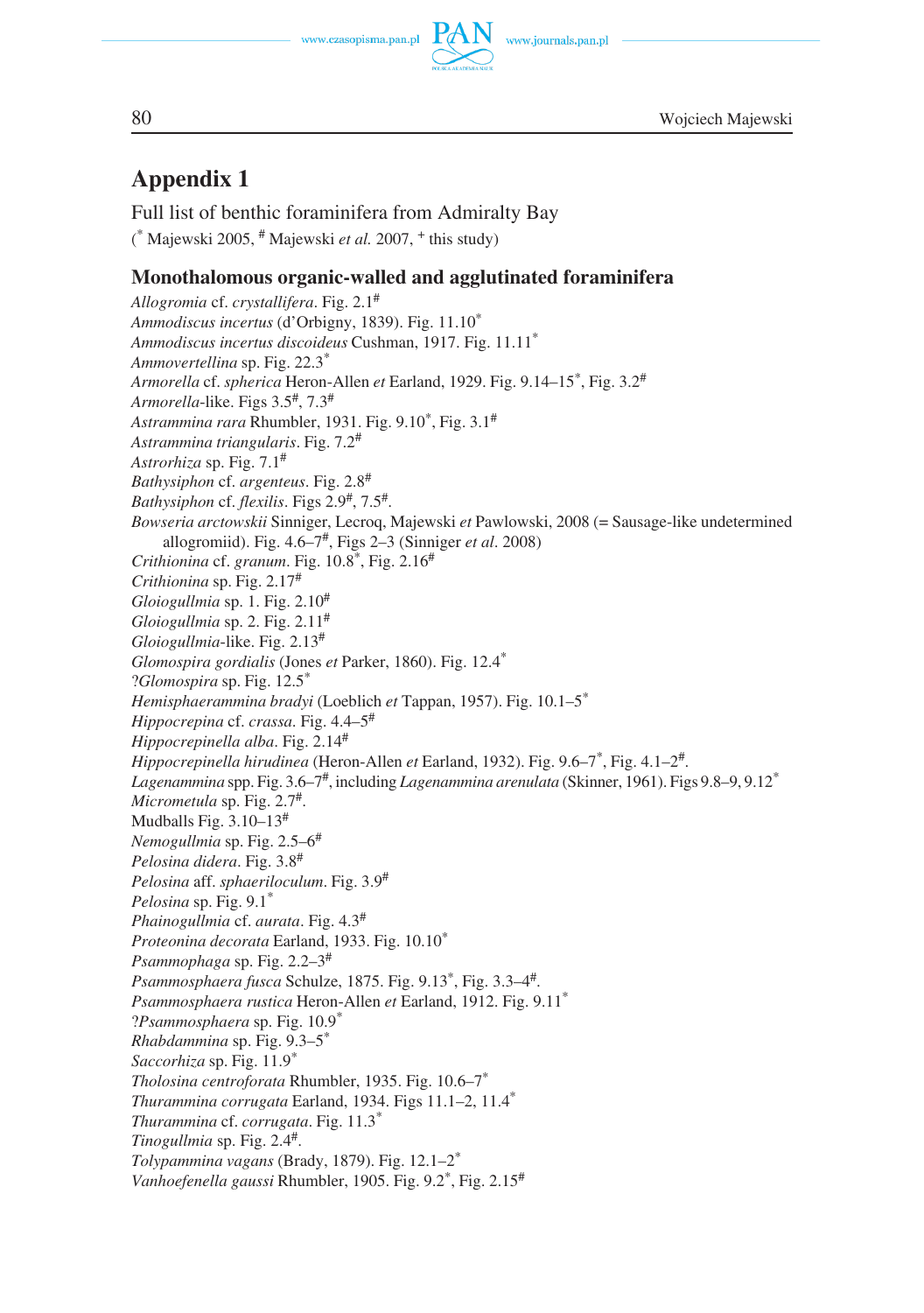## Appendix 1

Full list of benthic foraminifera from Admiralty Bay
(* Majewski 2005, # Majewski *et al.* 2007, + this study)

### Monothalamous organic-walled and agglutinated foraminifera

*Allogromia* cf. *crystallifera*. Fig. 2.1#
*Ammodiscus incertus* (d'Orbigny, 1839). Fig. 11.10*
*Ammodiscus incertus discoideus* Cushman, 1917. Fig. 11.11*
*Ammovertellina* sp. Fig. 22.3*
*Armorella* cf. *spherica* Heron-Allen *et* Earland, 1929. Fig. 9.14–15*, Fig. 3.2#
*Armorella*-like. Figs 3.5#, 7.3#
*Astrammina rara* Rhumbler, 1931. Fig. 9.10*, Fig. 3.1#
*Astrammina triangularis*. Fig. 7.2#
*Astrorhiza* sp. Fig. 7.1#
*Bathysiphon* cf. *argenteus*. Fig. 2.8#
*Bathysiphon* cf. *flexilis*. Figs 2.9#, 7.5#.
*Bowseria arctowskii* Sinniger, Lecroq, Majewski *et* Pawlowski, 2008 (= Sausage-like undetermined allogromiid). Fig. 4.6–7#, Figs 2–3 (Sinniger *et al*. 2008)
*Crithionina* cf. *granum*. Fig. 10.8*, Fig. 2.16#
*Crithionina* sp. Fig. 2.17#
*Gloiogullmia* sp. 1. Fig. 2.10#
*Gloiogullmia* sp. 2. Fig. 2.11#
*Gloiogullmia*-like. Fig. 2.13#
*Glomospira gordialis* (Jones *et* Parker, 1860). Fig. 12.4*
?*Glomospira* sp. Fig. 12.5*
*Hemisphaerammina bradyi* (Loeblich *et* Tappan, 1957). Fig. 10.1–5*
*Hippocrepina* cf. *crassa*. Fig. 4.4–5#
*Hippocrepinella alba*. Fig. 2.14#
*Hippocrepinella hirudinea* (Heron-Allen *et* Earland, 1932). Fig. 9.6–7*, Fig. 4.1–2#.
*Lagenammina* spp. Fig. 3.6–7#, including *Lagenammina arenulata* (Skinner, 1961). Figs 9.8–9, 9.12*
*Micrometula* sp. Fig. 2.7#.
Mudballs Fig. 3.10–13#
*Nemogullmia* sp. Fig. 2.5–6#
*Pelosina didera*. Fig. 3.8#
*Pelosina* aff. *sphaeriloculum*. Fig. 3.9#
*Pelosina* sp. Fig. 9.1*
*Phainogullmia* cf. *aurata*. Fig. 4.3#
*Proteonina decorata* Earland, 1933. Fig. 10.10*
*Psammophaga* sp. Fig. 2.2–3#
*Psammosphaera fusca* Schulze, 1875. Fig. 9.13*, Fig. 3.3–4#.
*Psammosphaera rustica* Heron-Allen *et* Earland, 1912. Fig. 9.11*
?*Psammosphaera* sp. Fig. 10.9*
*Rhabdammina* sp. Fig. 9.3–5*
*Saccorhiza* sp. Fig. 11.9*
*Tholosina centroforata* Rhumbler, 1935. Fig. 10.6–7*
*Thurammina corrugata* Earland, 1934. Figs 11.1–2, 11.4*
*Thurammina* cf. *corrugata*. Fig. 11.3*
*Tinogullmia* sp. Fig. 2.4#.
*Tolypammina vagans* (Brady, 1879). Fig. 12.1–2*
*Vanhoefenella gaussi* Rhumbler, 1905. Fig. 9.2*, Fig. 2.15#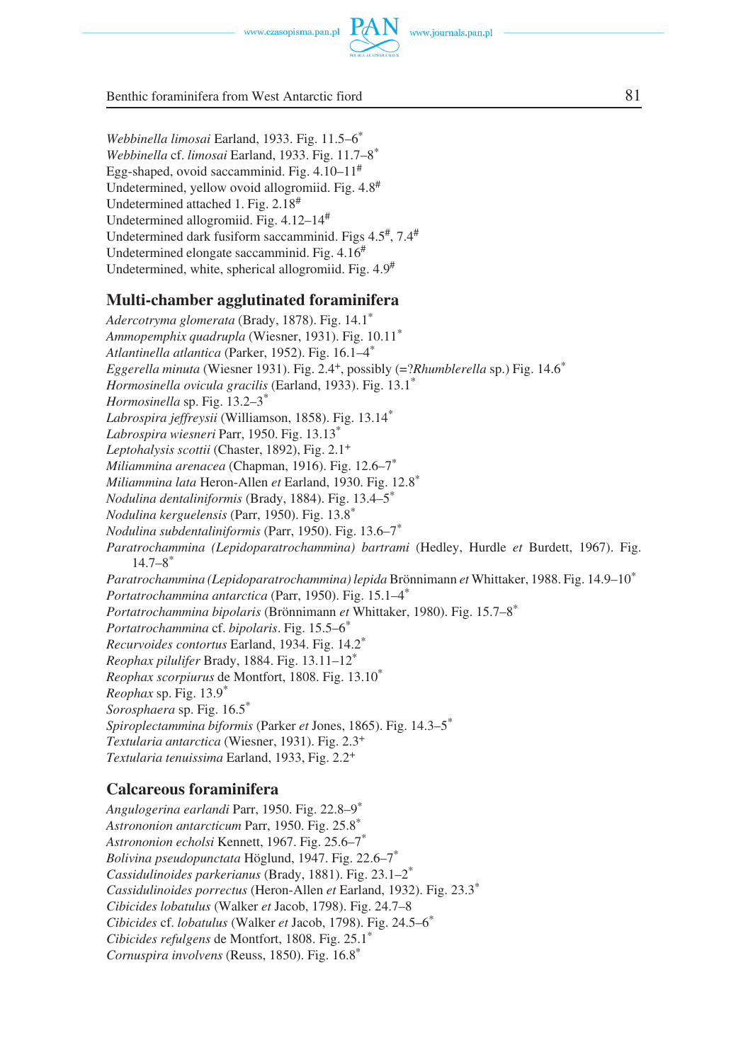*Webbinella limosai* Earland, 1933. Fig. 11.5–6*
*Webbinella* cf. *limosai* Earland, 1933. Fig. 11.7–8*
Egg-shaped, ovoid saccamminid. Fig. 4.10–11#
Undetermined, yellow ovoid allogromiid. Fig. 4.8#
Undetermined attached 1. Fig. 2.18#
Undetermined allogromiid. Fig. 4.12–14#
Undetermined dark fusiform saccamminid. Figs 4.5#, 7.4#
Undetermined elongate saccamminid. Fig. 4.16#
Undetermined, white, spherical allogromiid. Fig. 4.9#

## Multi-chamber agglutinated foraminifera

*Adercotryma glomerata* (Brady, 1878). Fig. 14.1*
*Ammopemphix quadrupla* (Wiesner, 1931). Fig. 10.11*
*Atlantinella atlantica* (Parker, 1952). Fig. 16.1–4*
*Eggerella minuta* (Wiesner 1931). Fig. 2.4+, possibly (=?*Rhumblerella* sp.) Fig. 14.6*
*Hormosinella ovicula gracilis* (Earland, 1933). Fig. 13.1*
*Hormosinella* sp. Fig. 13.2–3*
*Labrospira jeffreysii* (Williamson, 1858). Fig. 13.14*
*Labrospira wiesneri* Parr, 1950. Fig. 13.13*
*Leptohalysis scottii* (Chaster, 1892), Fig. 2.1+
*Miliammina arenacea* (Chapman, 1916). Fig. 12.6–7*
*Miliammina lata* Heron-Allen *et* Earland, 1930. Fig. 12.8*
*Nodulina dentaliniformis* (Brady, 1884). Fig. 13.4–5*
*Nodulina kerguelensis* (Parr, 1950). Fig. 13.8*
*Nodulina subdentaliniformis* (Parr, 1950). Fig. 13.6–7*
*Paratrochammina (Lepidoparatrochammina) bartrami* (Hedley, Hurdle *et* Burdett, 1967). Fig. 14.7–8*
*Paratrochammina (Lepidoparatrochammina) lepida* Brönnimann *et* Whittaker, 1988. Fig. 14.9–10*
*Portatrochammina antarctica* (Parr, 1950). Fig. 15.1–4*
*Portatrochammina bipolaris* (Brönnimann *et* Whittaker, 1980). Fig. 15.7–8*
*Portatrochammina* cf. *bipolaris*. Fig. 15.5–6*
*Recurvoides contortus* Earland, 1934. Fig. 14.2*
*Reophax pilulifer* Brady, 1884. Fig. 13.11–12*
*Reophax scorpiurus* de Montfort, 1808. Fig. 13.10*
*Reophax* sp. Fig. 13.9*
*Sorosphaera* sp. Fig. 16.5*
*Spiroplectammina biformis* (Parker *et* Jones, 1865). Fig. 14.3–5*
*Textularia antarctica* (Wiesner, 1931). Fig. 2.3+
*Textularia tenuissima* Earland, 1933, Fig. 2.2+

## Calcareous foraminifera

*Angulogerina earlandi* Parr, 1950. Fig. 22.8–9*
*Astrononion antarcticum* Parr, 1950. Fig. 25.8*
*Astrononion echolsi* Kennett, 1967. Fig. 25.6–7*
*Bolivina pseudopunctata* Höglund, 1947. Fig. 22.6–7*
*Cassidulinoides parkerianus* (Brady, 1881). Fig. 23.1–2*
*Cassidulinoides porrectus* (Heron-Allen *et* Earland, 1932). Fig. 23.3*
*Cibicides lobatulus* (Walker *et* Jacob, 1798). Fig. 24.7–8
*Cibicides* cf. *lobatulus* (Walker *et* Jacob, 1798). Fig. 24.5–6*
*Cibicides refulgens* de Montfort, 1808. Fig. 25.1*
*Cornuspira involvens* (Reuss, 1850). Fig. 16.8*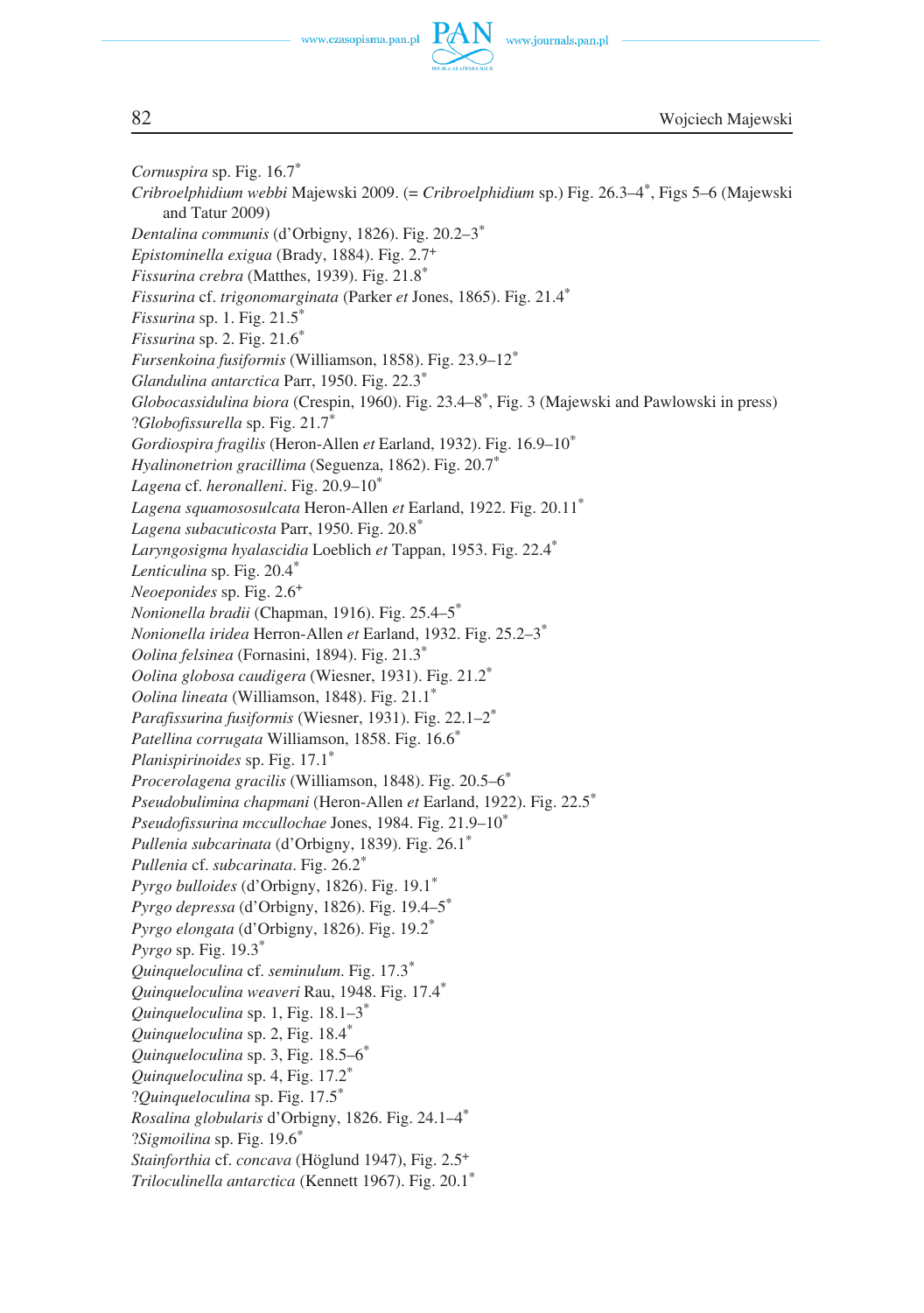*Cornuspira* sp. Fig. 16.7*
*Cribroelphidium webbi* Majewski 2009. (= *Cribroelphidium* sp.) Fig. 26.3–4*, Figs 5–6 (Majewski and Tatur 2009)
*Dentalina communis* (d'Orbigny, 1826). Fig. 20.2–3*
*Epistominella exigua* (Brady, 1884). Fig. 2.7+
*Fissurina crebra* (Matthes, 1939). Fig. 21.8*
*Fissurina* cf. *trigonomarginata* (Parker *et* Jones, 1865). Fig. 21.4*
*Fissurina* sp. 1. Fig. 21.5*
*Fissurina* sp. 2. Fig. 21.6*
*Fursenkoina fusiformis* (Williamson, 1858). Fig. 23.9–12*
*Glandulina antarctica* Parr, 1950. Fig. 22.3*
*Globocassidulina biora* (Crespin, 1960). Fig. 23.4–8*, Fig. 3 (Majewski and Pawlowski in press)
?*Globofissurella* sp. Fig. 21.7*
*Gordiospira fragilis* (Heron-Allen *et* Earland, 1932). Fig. 16.9–10*
*Hyalinonetrion gracillima* (Seguenza, 1862). Fig. 20.7*
*Lagena* cf. *heronalleni*. Fig. 20.9–10*
*Lagena squamososulcata* Heron-Allen *et* Earland, 1922. Fig. 20.11*
*Lagena subacuticosta* Parr, 1950. Fig. 20.8*
*Laryngosigma hyalascidia* Loeblich *et* Tappan, 1953. Fig. 22.4*
*Lenticulina* sp. Fig. 20.4*
*Neoeponides* sp. Fig. 2.6+
*Nonionella bradii* (Chapman, 1916). Fig. 25.4–5*
*Nonionella iridea* Herron-Allen *et* Earland, 1932. Fig. 25.2–3*
*Oolina felsinea* (Fornasini, 1894). Fig. 21.3*
*Oolina globosa caudigera* (Wiesner, 1931). Fig. 21.2*
*Oolina lineata* (Williamson, 1848). Fig. 21.1*
*Parafissurina fusiformis* (Wiesner, 1931). Fig. 22.1–2*
*Patellina corrugata* Williamson, 1858. Fig. 16.6*
*Planispirinoides* sp. Fig. 17.1*
*Procerolagena gracilis* (Williamson, 1848). Fig. 20.5–6*
*Pseudobulimina chapmani* (Heron-Allen *et* Earland, 1922). Fig. 22.5*
*Pseudofissurina mccullochae* Jones, 1984. Fig. 21.9–10*
*Pullenia subcarinata* (d'Orbigny, 1839). Fig. 26.1*
*Pullenia* cf. *subcarinata*. Fig. 26.2*
*Pyrgo bulloides* (d'Orbigny, 1826). Fig. 19.1*
*Pyrgo depressa* (d'Orbigny, 1826). Fig. 19.4–5*
*Pyrgo elongata* (d'Orbigny, 1826). Fig. 19.2*
*Pyrgo* sp. Fig. 19.3*
*Quinqueloculina* cf. *seminulum*. Fig. 17.3*
*Quinqueloculina weaveri* Rau, 1948. Fig. 17.4*
*Quinqueloculina* sp. 1, Fig. 18.1–3*
*Quinqueloculina* sp. 2, Fig. 18.4*
*Quinqueloculina* sp. 3, Fig. 18.5–6*
*Quinqueloculina* sp. 4, Fig. 17.2*
?*Quinqueloculina* sp. Fig. 17.5*
*Rosalina globularis* d'Orbigny, 1826. Fig. 24.1–4*
?*Sigmoilina* sp. Fig. 19.6*
*Stainforthia* cf. *concava* (Höglund 1947), Fig. 2.5+
*Triloculinella antarctica* (Kennett 1967). Fig. 20.1*